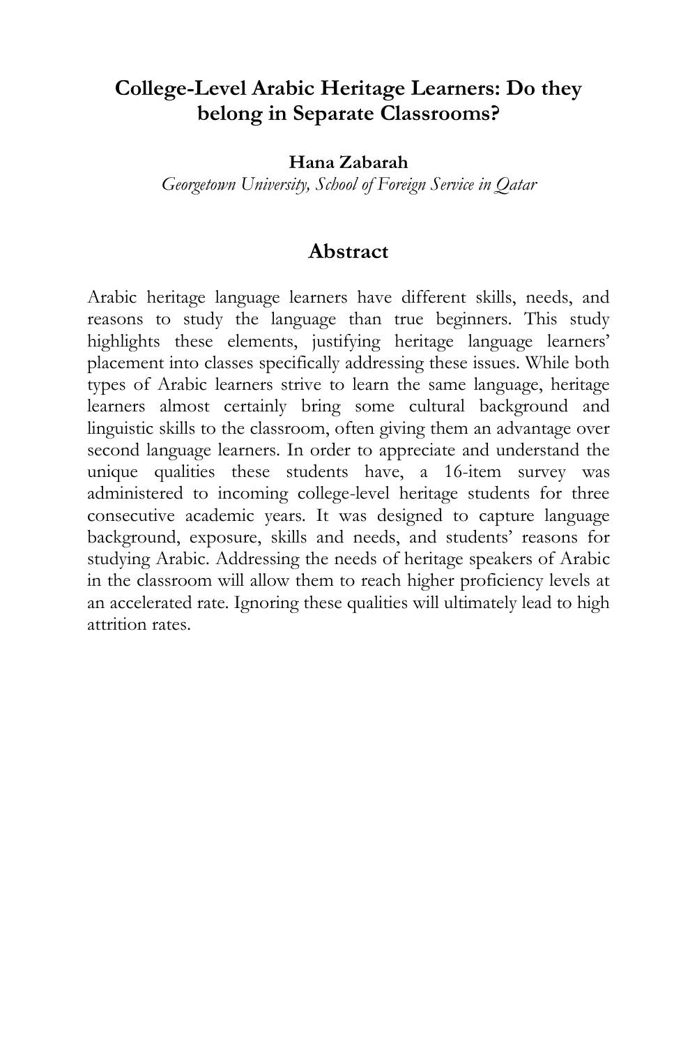# College-Level Arabic Heritage Learners: Do they belong in Separate Classrooms?

**Hana Zabarah**

*Georgetown University, School of Foreign Service in Qatar*

## Abstract

Arabic heritage language learners have different skills, needs, and reasons to study the language than true beginners. This study highlights these elements, justifying heritage language learners' placement into classes specifically addressing these issues. While both types of Arabic learners strive to learn the same language, heritage learners almost certainly bring some cultural background and linguistic skills to the classroom, often giving them an advantage over second language learners. In order to appreciate and understand the unique qualities these students have, a 16-item survey was administered to incoming college-level heritage students for three consecutive academic years. It was designed to capture language background, exposure, skills and needs, and students' reasons for studying Arabic. Addressing the needs of heritage speakers of Arabic in the classroom will allow them to reach higher proficiency levels at an accelerated rate. Ignoring these qualities will ultimately lead to high attrition rates.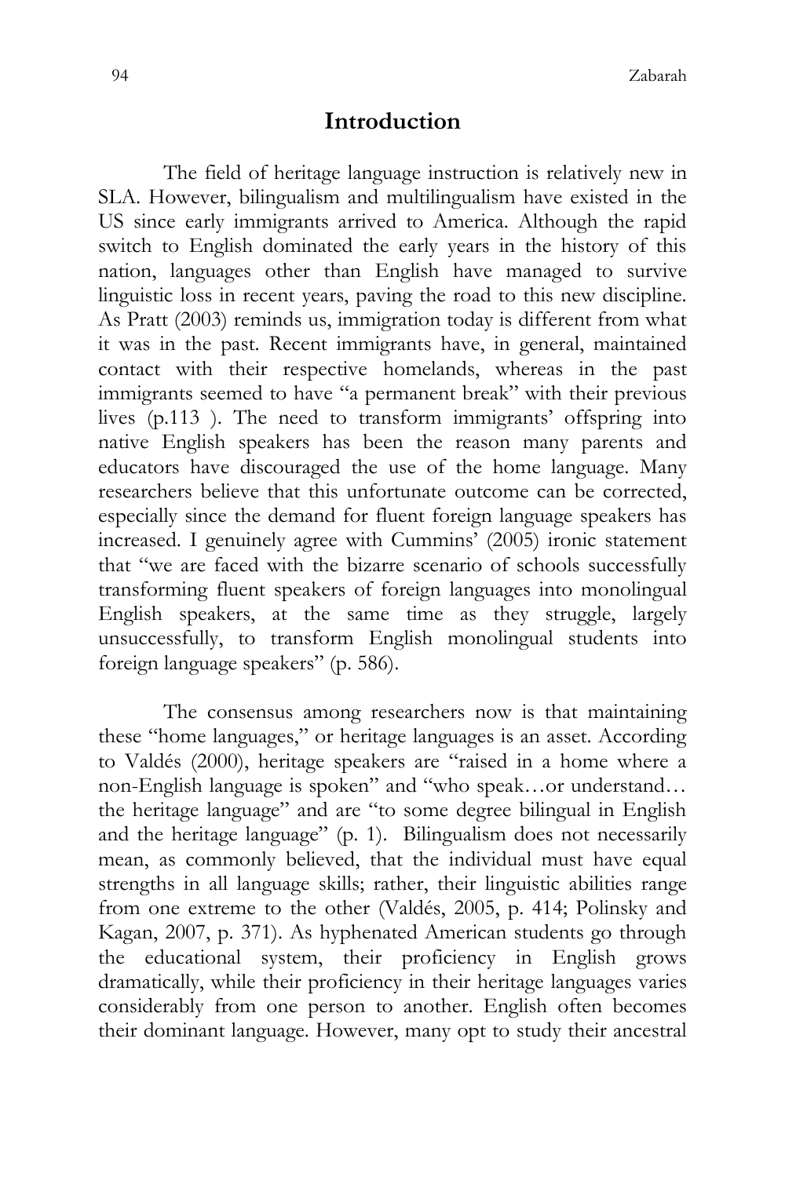## Introduction

The field of heritage language instruction is relatively new in SLA. However, bilingualism and multilingualism have existed in the US since early immigrants arrived to America. Although the rapid switch to English dominated the early years in the history of this nation, languages other than English have managed to survive linguistic loss in recent years, paving the road to this new discipline. As Pratt (2003) reminds us, immigration today is different from what it was in the past. Recent immigrants have, in general, maintained contact with their respective homelands, whereas in the past immigrants seemed to have "a permanent break" with their previous lives (p.113 ). The need to transform immigrants' offspring into native English speakers has been the reason many parents and educators have discouraged the use of the home language. Many researchers believe that this unfortunate outcome can be corrected, especially since the demand for fluent foreign language speakers has increased. I genuinely agree with Cummins' (2005) ironic statement that "we are faced with the bizarre scenario of schools successfully transforming fluent speakers of foreign languages into monolingual English speakers, at the same time as they struggle, largely unsuccessfully, to transform English monolingual students into foreign language speakers" (p. 586).

The consensus among researchers now is that maintaining these "home languages," or heritage languages is an asset. According to Valdés (2000), heritage speakers are "raised in a home where a non-English language is spoken" and "who speak…or understand… the heritage language" and are "to some degree bilingual in English and the heritage language" (p. 1). Bilingualism does not necessarily mean, as commonly believed, that the individual must have equal strengths in all language skills; rather, their linguistic abilities range from one extreme to the other (Valdés, 2005, p. 414; Polinsky and Kagan, 2007, p. 371). As hyphenated American students go through the educational system, their proficiency in English grows dramatically, while their proficiency in their heritage languages varies considerably from one person to another. English often becomes their dominant language. However, many opt to study their ancestral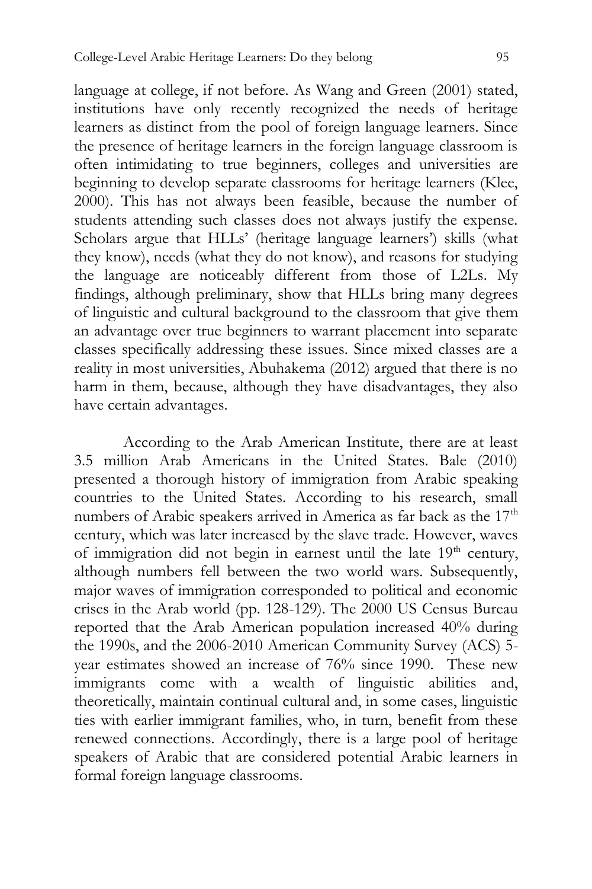language at college, if not before. As Wang and Green (2001) stated, institutions have only recently recognized the needs of heritage learners as distinct from the pool of foreign language learners. Since the presence of heritage learners in the foreign language classroom is often intimidating to true beginners, colleges and universities are beginning to develop separate classrooms for heritage learners (Klee, 2000). This has not always been feasible, because the number of students attending such classes does not always justify the expense. Scholars argue that HLLs' (heritage language learners') skills (what they know), needs (what they do not know), and reasons for studying the language are noticeably different from those of L2Ls. My findings, although preliminary, show that HLLs bring many degrees of linguistic and cultural background to the classroom that give them an advantage over true beginners to warrant placement into separate classes specifically addressing these issues. Since mixed classes are a reality in most universities, Abuhakema (2012) argued that there is no harm in them, because, although they have disadvantages, they also have certain advantages.

According to the Arab American Institute, there are at least 3.5 million Arab Americans in the United States. Bale (2010) presented a thorough history of immigration from Arabic speaking countries to the United States. According to his research, small numbers of Arabic speakers arrived in America as far back as the 17th century, which was later increased by the slave trade. However, waves of immigration did not begin in earnest until the late 19th century, although numbers fell between the two world wars. Subsequently, major waves of immigration corresponded to political and economic crises in the Arab world (pp. 128-129). The 2000 US Census Bureau reported that the Arab American population increased 40% during the 1990s, and the 2006-2010 American Community Survey (ACS) 5-year estimates showed an increase of 76% since 1990. These new immigrants come with a wealth of linguistic abilities and, theoretically, maintain continual cultural and, in some cases, linguistic ties with earlier immigrant families, who, in turn, benefit from these renewed connections. Accordingly, there is a large pool of heritage speakers of Arabic that are considered potential Arabic learners in formal foreign language classrooms.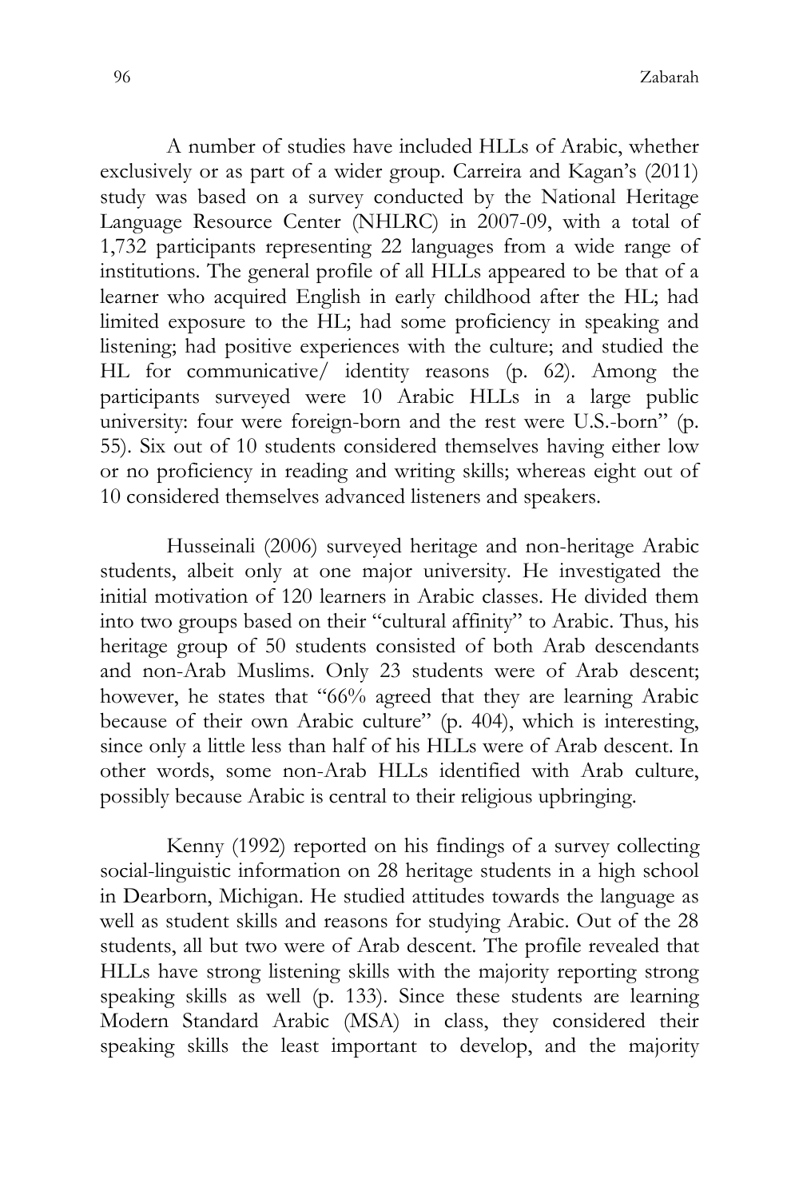A number of studies have included HLLs of Arabic, whether exclusively or as part of a wider group. Carreira and Kagan's (2011) study was based on a survey conducted by the National Heritage Language Resource Center (NHLRC) in 2007-09, with a total of 1,732 participants representing 22 languages from a wide range of institutions. The general profile of all HLLs appeared to be that of a learner who acquired English in early childhood after the HL; had limited exposure to the HL; had some proficiency in speaking and listening; had positive experiences with the culture; and studied the HL for communicative/ identity reasons (p. 62). Among the participants surveyed were 10 Arabic HLLs in a large public university: four were foreign-born and the rest were U.S.-born" (p. 55). Six out of 10 students considered themselves having either low or no proficiency in reading and writing skills; whereas eight out of 10 considered themselves advanced listeners and speakers.

Husseinali (2006) surveyed heritage and non-heritage Arabic students, albeit only at one major university. He investigated the initial motivation of 120 learners in Arabic classes. He divided them into two groups based on their "cultural affinity" to Arabic. Thus, his heritage group of 50 students consisted of both Arab descendants and non-Arab Muslims. Only 23 students were of Arab descent; however, he states that "66% agreed that they are learning Arabic because of their own Arabic culture" (p. 404), which is interesting, since only a little less than half of his HLLs were of Arab descent. In other words, some non-Arab HLLs identified with Arab culture, possibly because Arabic is central to their religious upbringing.

Kenny (1992) reported on his findings of a survey collecting social-linguistic information on 28 heritage students in a high school in Dearborn, Michigan. He studied attitudes towards the language as well as student skills and reasons for studying Arabic. Out of the 28 students, all but two were of Arab descent. The profile revealed that HLLs have strong listening skills with the majority reporting strong speaking skills as well (p. 133). Since these students are learning Modern Standard Arabic (MSA) in class, they considered their speaking skills the least important to develop, and the majority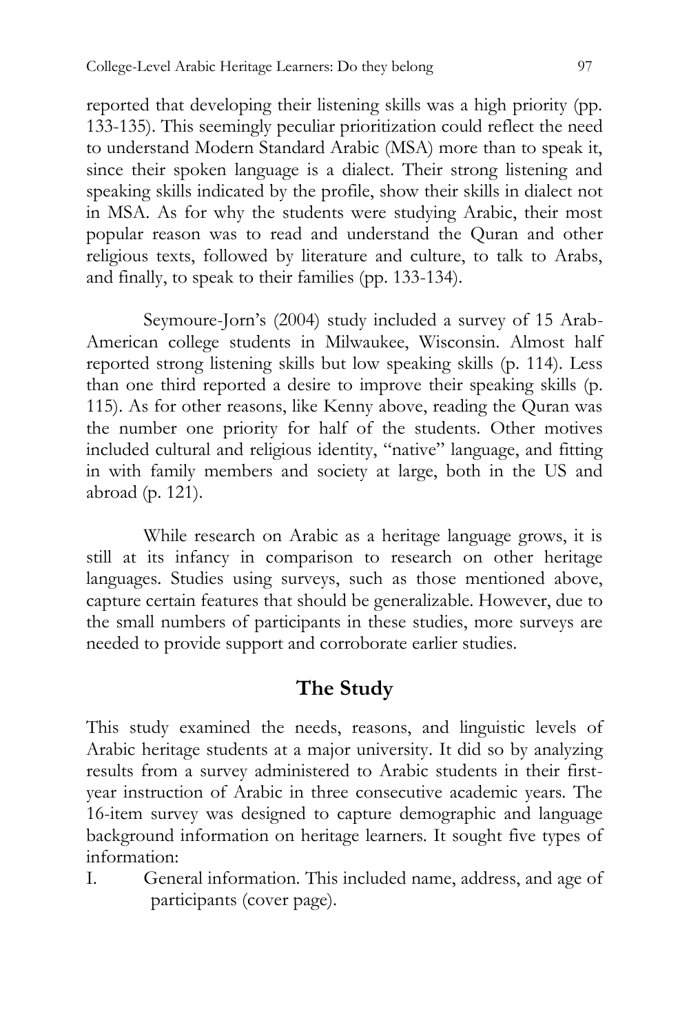reported that developing their listening skills was a high priority (pp. 133-135). This seemingly peculiar prioritization could reflect the need to understand Modern Standard Arabic (MSA) more than to speak it, since their spoken language is a dialect. Their strong listening and speaking skills indicated by the profile, show their skills in dialect not in MSA. As for why the students were studying Arabic, their most popular reason was to read and understand the Quran and other religious texts, followed by literature and culture, to talk to Arabs, and finally, to speak to their families (pp. 133-134).

Seymoure-Jorn's (2004) study included a survey of 15 Arab-American college students in Milwaukee, Wisconsin. Almost half reported strong listening skills but low speaking skills (p. 114). Less than one third reported a desire to improve their speaking skills (p. 115). As for other reasons, like Kenny above, reading the Quran was the number one priority for half of the students. Other motives included cultural and religious identity, "native" language, and fitting in with family members and society at large, both in the US and abroad (p. 121).

While research on Arabic as a heritage language grows, it is still at its infancy in comparison to research on other heritage languages. Studies using surveys, such as those mentioned above, capture certain features that should be generalizable. However, due to the small numbers of participants in these studies, more surveys are needed to provide support and corroborate earlier studies.

## The Study

This study examined the needs, reasons, and linguistic levels of Arabic heritage students at a major university. It did so by analyzing results from a survey administered to Arabic students in their first-year instruction of Arabic in three consecutive academic years. The 16-item survey was designed to capture demographic and language background information on heritage learners. It sought five types of information:

I. General information. This included name, address, and age of participants (cover page).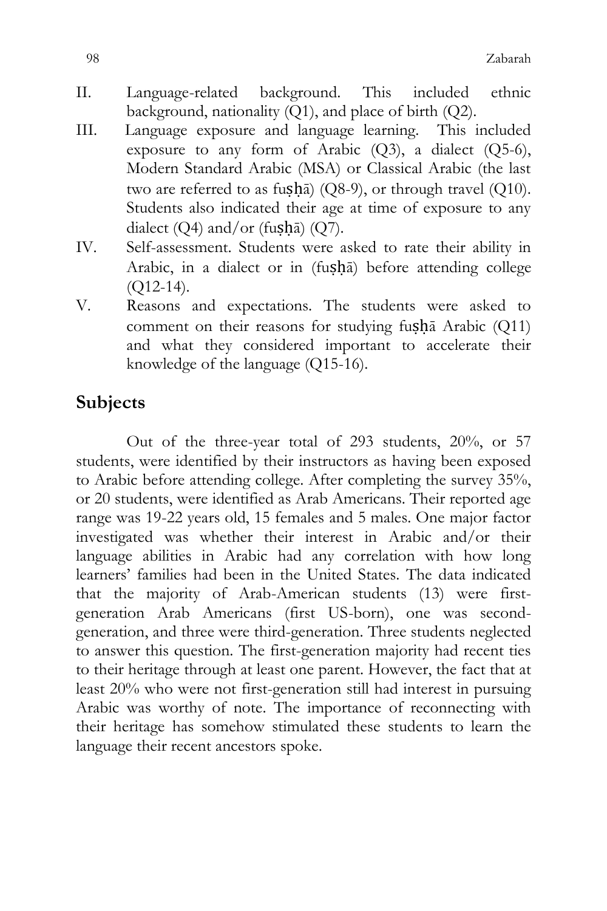II. Language-related background. This included ethnic background, nationality (Q1), and place of birth (Q2).

III. Language exposure and language learning. This included exposure to any form of Arabic (Q3), a dialect (Q5-6), Modern Standard Arabic (MSA) or Classical Arabic (the last two are referred to as fuṣḥā) (Q8-9), or through travel (Q10). Students also indicated their age at time of exposure to any dialect (Q4) and/or (fuṣḥā) (Q7).

IV. Self-assessment. Students were asked to rate their ability in Arabic, in a dialect or in (fuṣḥā) before attending college (Q12-14).

V. Reasons and expectations. The students were asked to comment on their reasons for studying fuṣḥā Arabic (Q11) and what they considered important to accelerate their knowledge of the language (Q15-16).

## Subjects

Out of the three-year total of 293 students, 20%, or 57 students, were identified by their instructors as having been exposed to Arabic before attending college. After completing the survey 35%, or 20 students, were identified as Arab Americans. Their reported age range was 19-22 years old, 15 females and 5 males. One major factor investigated was whether their interest in Arabic and/or their language abilities in Arabic had any correlation with how long learners' families had been in the United States. The data indicated that the majority of Arab-American students (13) were first-generation Arab Americans (first US-born), one was second-generation, and three were third-generation. Three students neglected to answer this question. The first-generation majority had recent ties to their heritage through at least one parent. However, the fact that at least 20% who were not first-generation still had interest in pursuing Arabic was worthy of note. The importance of reconnecting with their heritage has somehow stimulated these students to learn the language their recent ancestors spoke.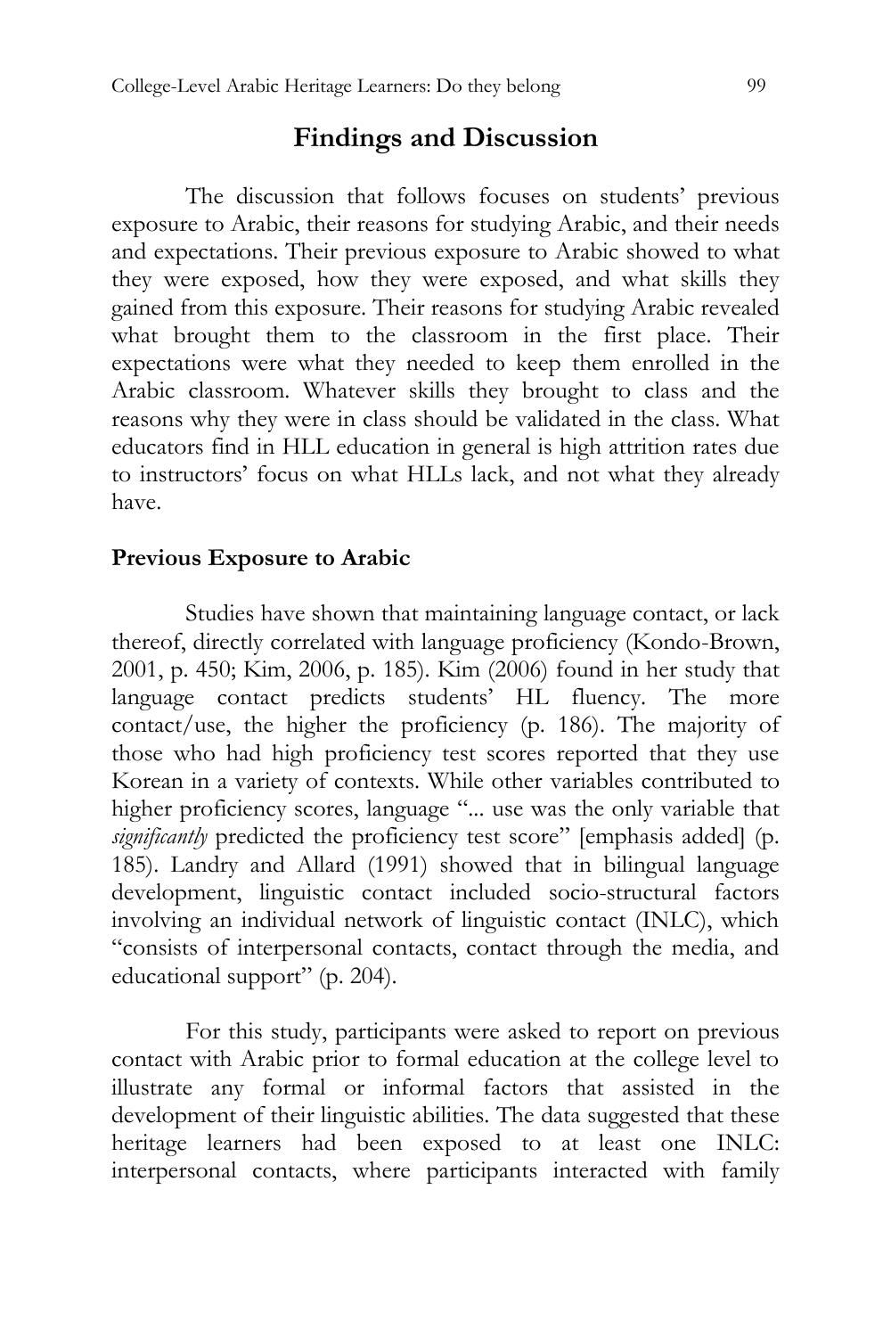## Findings and Discussion

The discussion that follows focuses on students' previous exposure to Arabic, their reasons for studying Arabic, and their needs and expectations. Their previous exposure to Arabic showed to what they were exposed, how they were exposed, and what skills they gained from this exposure. Their reasons for studying Arabic revealed what brought them to the classroom in the first place. Their expectations were what they needed to keep them enrolled in the Arabic classroom. Whatever skills they brought to class and the reasons why they were in class should be validated in the class. What educators find in HLL education in general is high attrition rates due to instructors' focus on what HLLs lack, and not what they already have.

### Previous Exposure to Arabic

Studies have shown that maintaining language contact, or lack thereof, directly correlated with language proficiency (Kondo-Brown, 2001, p. 450; Kim, 2006, p. 185). Kim (2006) found in her study that language contact predicts students' HL fluency. The more contact/use, the higher the proficiency (p. 186). The majority of those who had high proficiency test scores reported that they use Korean in a variety of contexts. While other variables contributed to higher proficiency scores, language "... use was the only variable that *significantly* predicted the proficiency test score" [emphasis added] (p. 185). Landry and Allard (1991) showed that in bilingual language development, linguistic contact included socio-structural factors involving an individual network of linguistic contact (INLC), which "consists of interpersonal contacts, contact through the media, and educational support" (p. 204).

For this study, participants were asked to report on previous contact with Arabic prior to formal education at the college level to illustrate any formal or informal factors that assisted in the development of their linguistic abilities. The data suggested that these heritage learners had been exposed to at least one INLC: interpersonal contacts, where participants interacted with family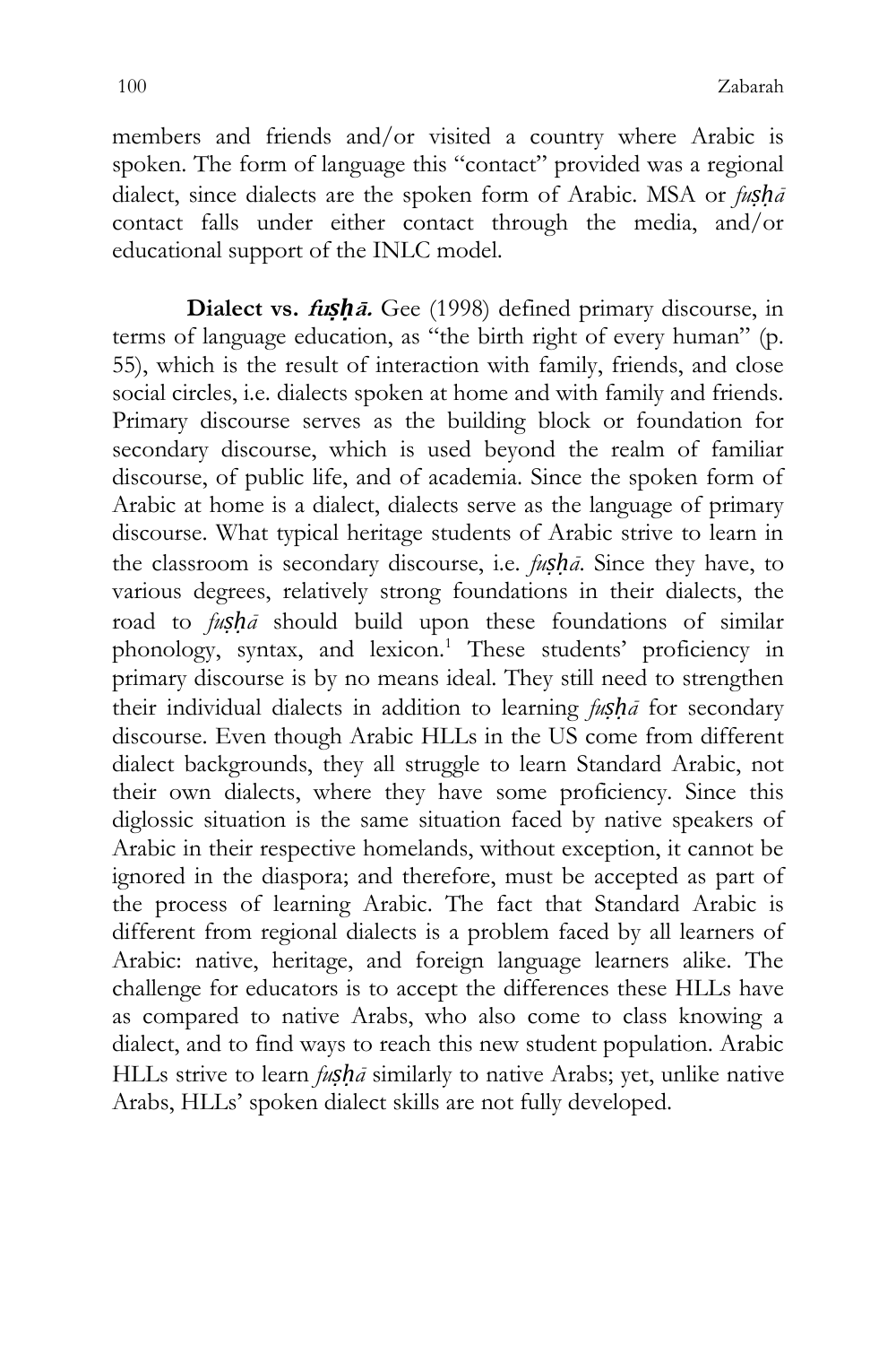members and friends and/or visited a country where Arabic is spoken. The form of language this "contact" provided was a regional dialect, since dialects are the spoken form of Arabic. MSA or *fuṣḥā* contact falls under either contact through the media, and/or educational support of the INLC model.

**Dialect vs. *fuṣḥā*.** Gee (1998) defined primary discourse, in terms of language education, as "the birth right of every human" (p. 55), which is the result of interaction with family, friends, and close social circles, i.e. dialects spoken at home and with family and friends. Primary discourse serves as the building block or foundation for secondary discourse, which is used beyond the realm of familiar discourse, of public life, and of academia. Since the spoken form of Arabic at home is a dialect, dialects serve as the language of primary discourse. What typical heritage students of Arabic strive to learn in the classroom is secondary discourse, i.e. *fuṣḥā*. Since they have, to various degrees, relatively strong foundations in their dialects, the road to *fuṣḥā* should build upon these foundations of similar phonology, syntax, and lexicon.[1] These students' proficiency in primary discourse is by no means ideal. They still need to strengthen their individual dialects in addition to learning *fuṣḥā* for secondary discourse. Even though Arabic HLLs in the US come from different dialect backgrounds, they all struggle to learn Standard Arabic, not their own dialects, where they have some proficiency. Since this diglossic situation is the same situation faced by native speakers of Arabic in their respective homelands, without exception, it cannot be ignored in the diaspora; and therefore, must be accepted as part of the process of learning Arabic. The fact that Standard Arabic is different from regional dialects is a problem faced by all learners of Arabic: native, heritage, and foreign language learners alike. The challenge for educators is to accept the differences these HLLs have as compared to native Arabs, who also come to class knowing a dialect, and to find ways to reach this new student population. Arabic HLLs strive to learn *fuṣḥā* similarly to native Arabs; yet, unlike native Arabs, HLLs' spoken dialect skills are not fully developed.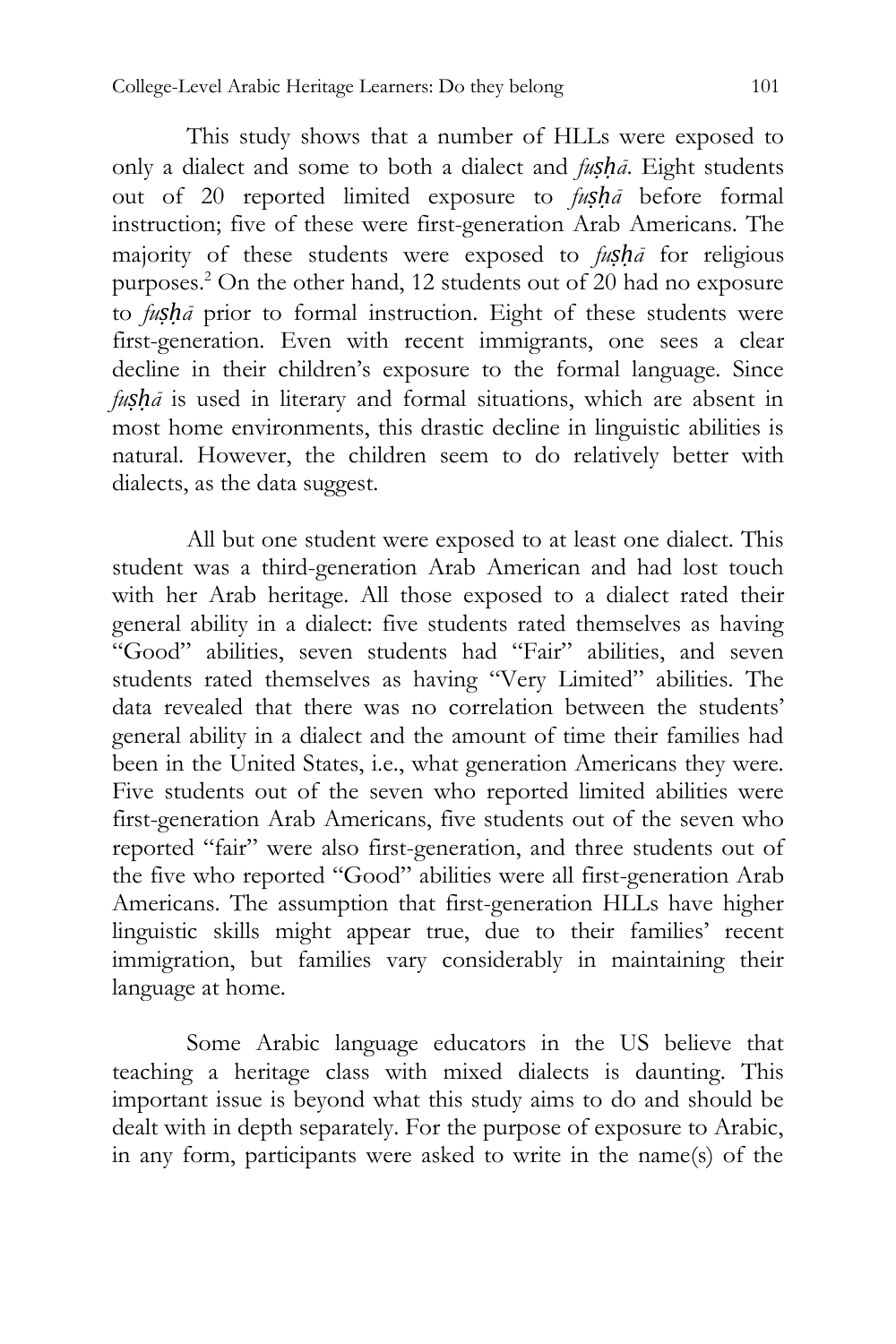This study shows that a number of HLLs were exposed to only a dialect and some to both a dialect and *fuṣḥā*. Eight students out of 20 reported limited exposure to *fuṣḥā* before formal instruction; five of these were first-generation Arab Americans. The majority of these students were exposed to *fuṣḥā* for religious purposes.[2] On the other hand, 12 students out of 20 had no exposure to *fuṣḥā* prior to formal instruction. Eight of these students were first-generation. Even with recent immigrants, one sees a clear decline in their children's exposure to the formal language. Since *fuṣḥā* is used in literary and formal situations, which are absent in most home environments, this drastic decline in linguistic abilities is natural. However, the children seem to do relatively better with dialects, as the data suggest.

All but one student were exposed to at least one dialect. This student was a third-generation Arab American and had lost touch with her Arab heritage. All those exposed to a dialect rated their general ability in a dialect: five students rated themselves as having "Good" abilities, seven students had "Fair" abilities, and seven students rated themselves as having "Very Limited" abilities. The data revealed that there was no correlation between the students' general ability in a dialect and the amount of time their families had been in the United States, i.e., what generation Americans they were. Five students out of the seven who reported limited abilities were first-generation Arab Americans, five students out of the seven who reported "fair" were also first-generation, and three students out of the five who reported "Good" abilities were all first-generation Arab Americans. The assumption that first-generation HLLs have higher linguistic skills might appear true, due to their families' recent immigration, but families vary considerably in maintaining their language at home.

Some Arabic language educators in the US believe that teaching a heritage class with mixed dialects is daunting. This important issue is beyond what this study aims to do and should be dealt with in depth separately. For the purpose of exposure to Arabic, in any form, participants were asked to write in the name(s) of the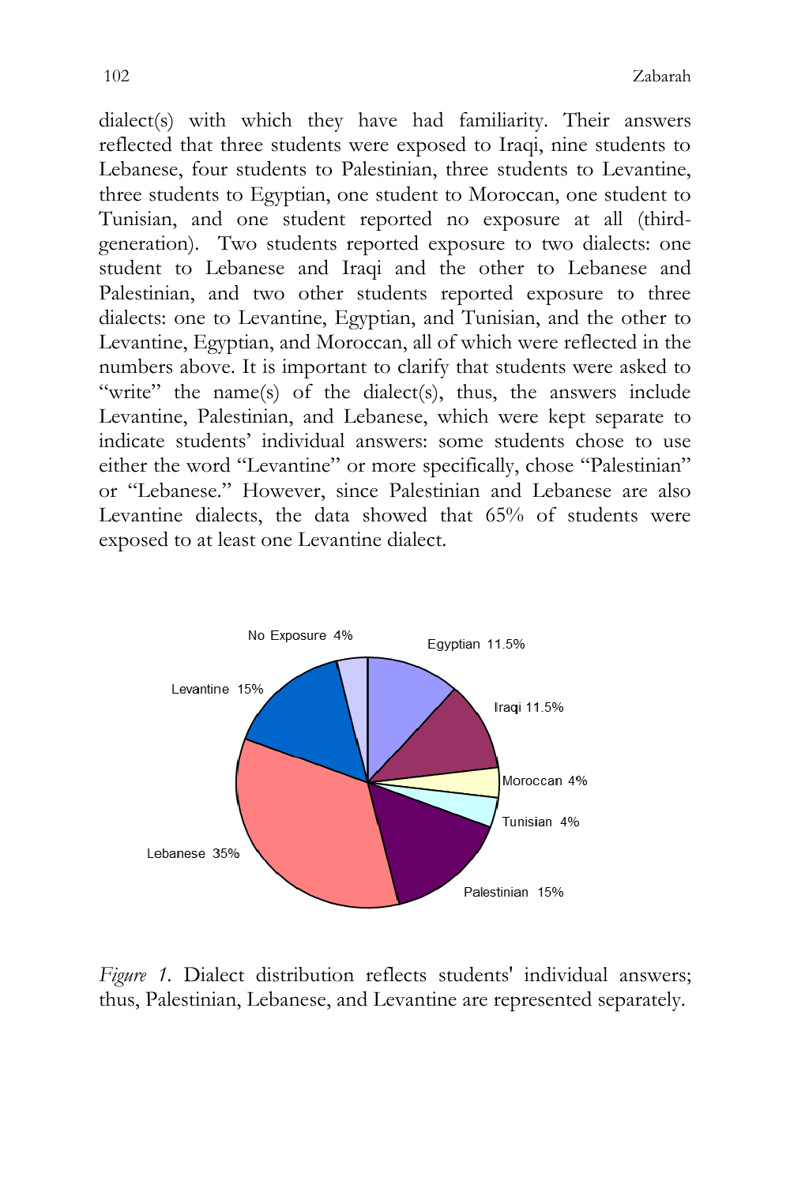dialect(s) with which they have had familiarity. Their answers reflected that three students were exposed to Iraqi, nine students to Lebanese, four students to Palestinian, three students to Levantine, three students to Egyptian, one student to Moroccan, one student to Tunisian, and one student reported no exposure at all (third-generation). Two students reported exposure to two dialects: one student to Lebanese and Iraqi and the other to Lebanese and Palestinian, and two other students reported exposure to three dialects: one to Levantine, Egyptian, and Tunisian, and the other to Levantine, Egyptian, and Moroccan, all of which were reflected in the numbers above. It is important to clarify that students were asked to "write" the name(s) of the dialect(s), thus, the answers include Levantine, Palestinian, and Lebanese, which were kept separate to indicate students' individual answers: some students chose to use either the word "Levantine" or more specifically, chose "Palestinian" or "Lebanese." However, since Palestinian and Lebanese are also Levantine dialects, the data showed that 65% of students were exposed to at least one Levantine dialect.

*Figure 1.* Dialect distribution reflects students' individual answers; thus, Palestinian, Lebanese, and Levantine are represented separately.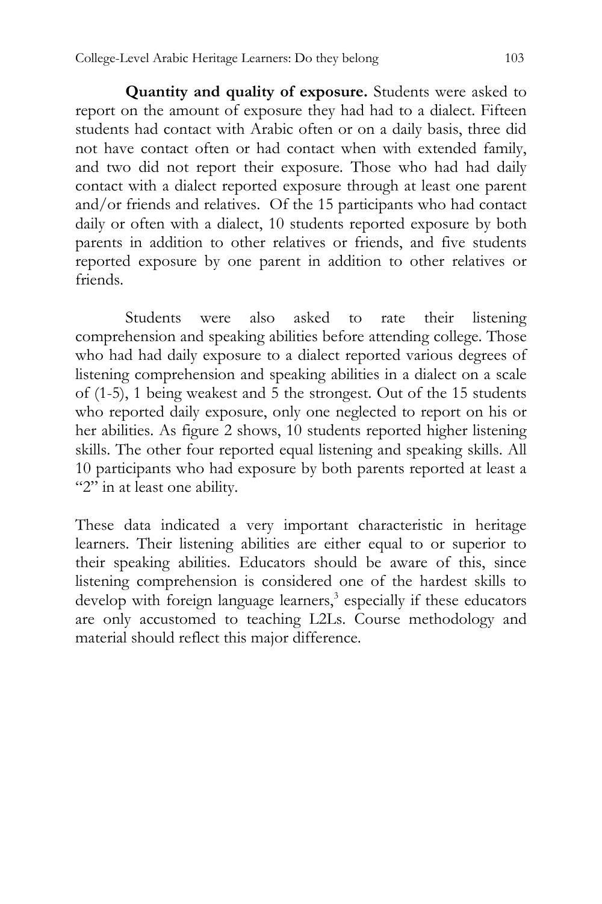**Quantity and quality of exposure.** Students were asked to report on the amount of exposure they had had to a dialect. Fifteen students had contact with Arabic often or on a daily basis, three did not have contact often or had contact when with extended family, and two did not report their exposure. Those who had had daily contact with a dialect reported exposure through at least one parent and/or friends and relatives. Of the 15 participants who had contact daily or often with a dialect, 10 students reported exposure by both parents in addition to other relatives or friends, and five students reported exposure by one parent in addition to other relatives or friends.

Students were also asked to rate their listening comprehension and speaking abilities before attending college. Those who had had daily exposure to a dialect reported various degrees of listening comprehension and speaking abilities in a dialect on a scale of (1-5), 1 being weakest and 5 the strongest. Out of the 15 students who reported daily exposure, only one neglected to report on his or her abilities. As figure 2 shows, 10 students reported higher listening skills. The other four reported equal listening and speaking skills. All 10 participants who had exposure by both parents reported at least a "2" in at least one ability.

These data indicated a very important characteristic in heritage learners. Their listening abilities are either equal to or superior to their speaking abilities. Educators should be aware of this, since listening comprehension is considered one of the hardest skills to develop with foreign language learners,[3] especially if these educators are only accustomed to teaching L2Ls. Course methodology and material should reflect this major difference.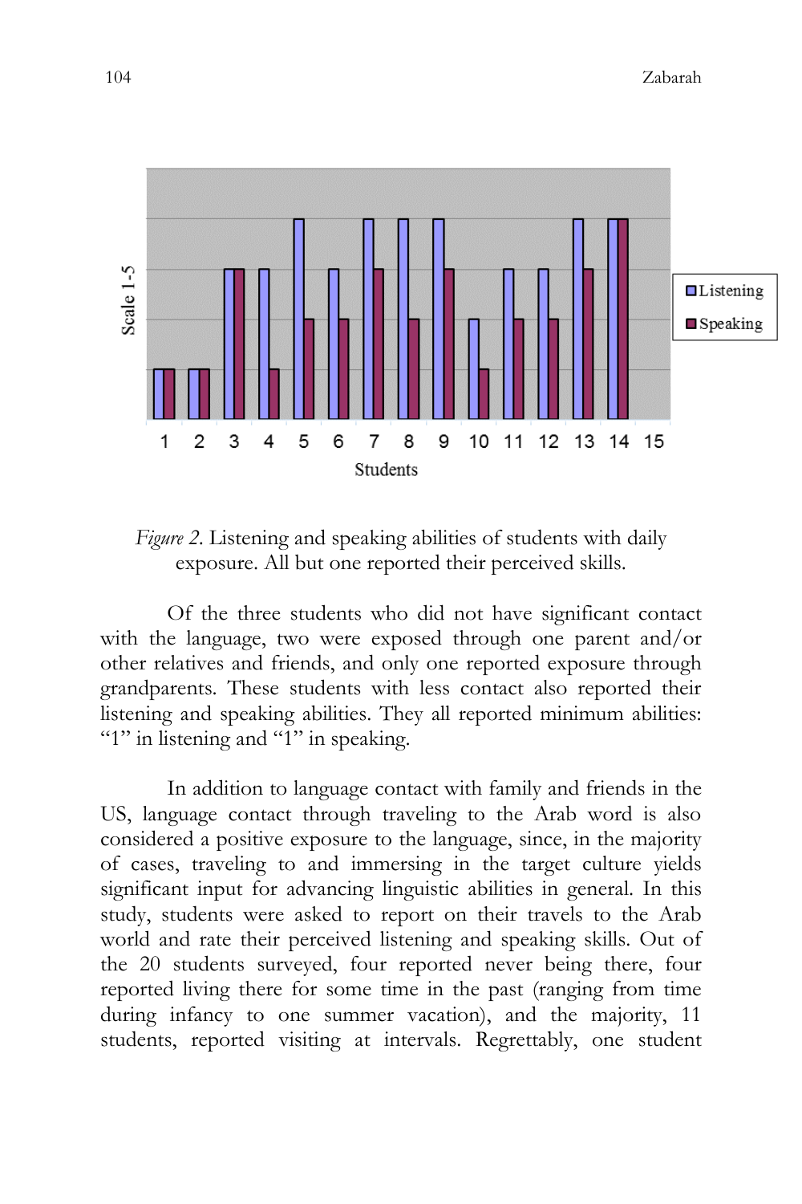*Figure 2*. Listening and speaking abilities of students with daily exposure. All but one reported their perceived skills.

Of the three students who did not have significant contact with the language, two were exposed through one parent and/or other relatives and friends, and only one reported exposure through grandparents. These students with less contact also reported their listening and speaking abilities. They all reported minimum abilities: "1" in listening and "1" in speaking.

In addition to language contact with family and friends in the US, language contact through traveling to the Arab word is also considered a positive exposure to the language, since, in the majority of cases, traveling to and immersing in the target culture yields significant input for advancing linguistic abilities in general. In this study, students were asked to report on their travels to the Arab world and rate their perceived listening and speaking skills. Out of the 20 students surveyed, four reported never being there, four reported living there for some time in the past (ranging from time during infancy to one summer vacation), and the majority, 11 students, reported visiting at intervals. Regrettably, one student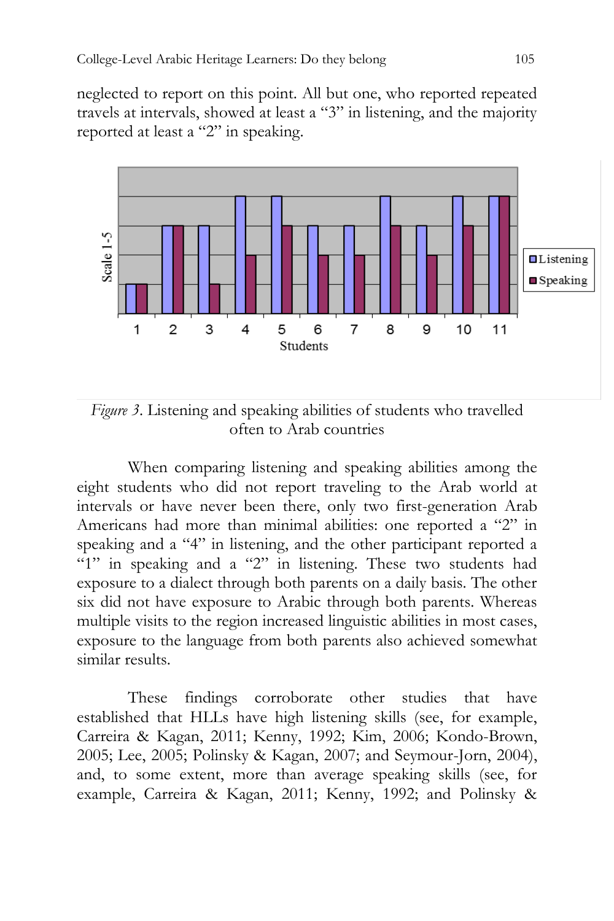neglected to report on this point. All but one, who reported repeated travels at intervals, showed at least a "3" in listening, and the majority reported at least a "2" in speaking.

*Figure 3*. Listening and speaking abilities of students who travelled often to Arab countries

When comparing listening and speaking abilities among the eight students who did not report traveling to the Arab world at intervals or have never been there, only two first-generation Arab Americans had more than minimal abilities: one reported a "2" in speaking and a "4" in listening, and the other participant reported a "1" in speaking and a "2" in listening. These two students had exposure to a dialect through both parents on a daily basis. The other six did not have exposure to Arabic through both parents. Whereas multiple visits to the region increased linguistic abilities in most cases, exposure to the language from both parents also achieved somewhat similar results.

These findings corroborate other studies that have established that HLLs have high listening skills (see, for example, Carreira & Kagan, 2011; Kenny, 1992; Kim, 2006; Kondo-Brown, 2005; Lee, 2005; Polinsky & Kagan, 2007; and Seymour-Jorn, 2004), and, to some extent, more than average speaking skills (see, for example, Carreira & Kagan, 2011; Kenny, 1992; and Polinsky &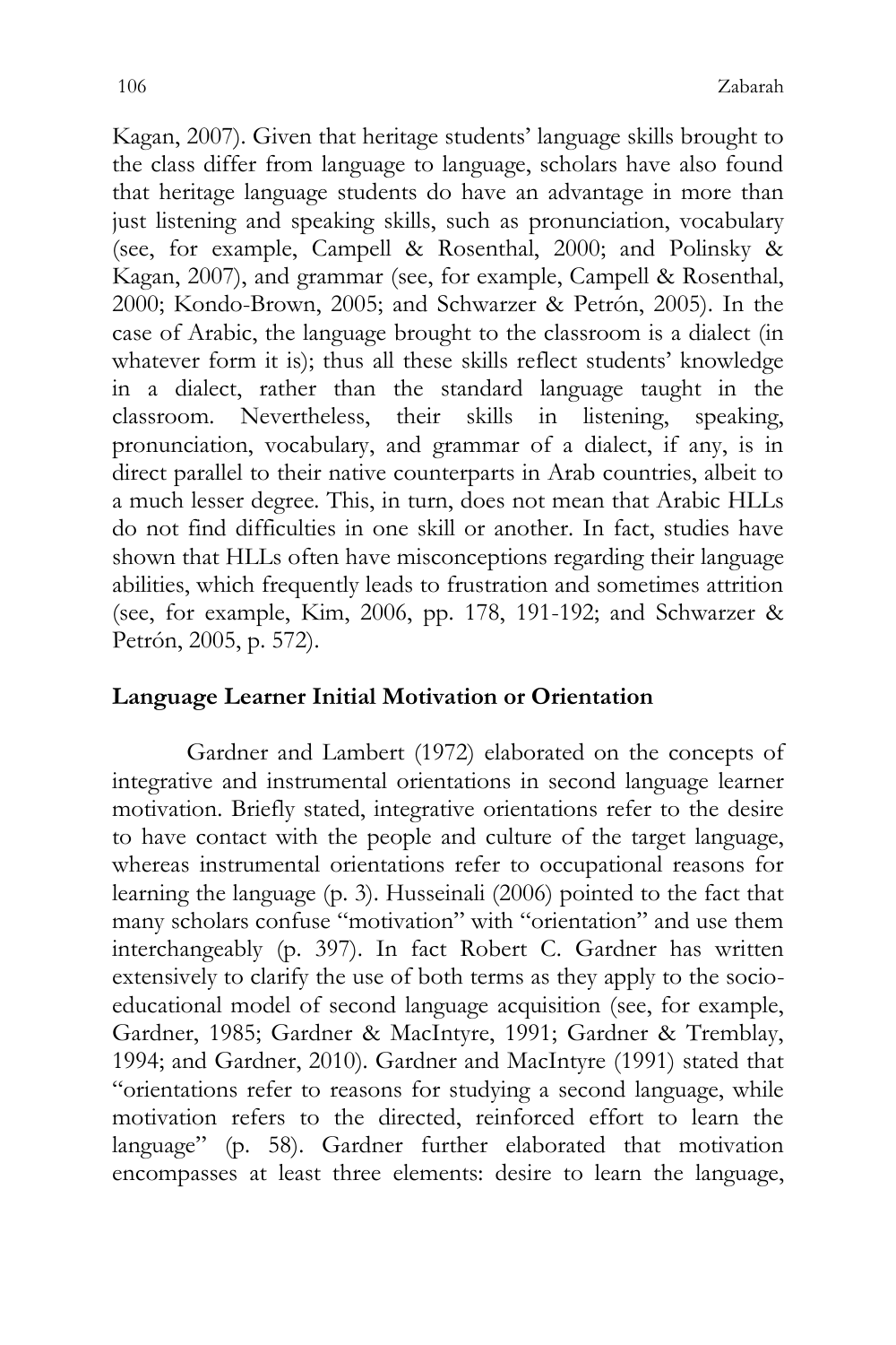Kagan, 2007). Given that heritage students' language skills brought to the class differ from language to language, scholars have also found that heritage language students do have an advantage in more than just listening and speaking skills, such as pronunciation, vocabulary (see, for example, Campell & Rosenthal, 2000; and Polinsky & Kagan, 2007), and grammar (see, for example, Campell & Rosenthal, 2000; Kondo-Brown, 2005; and Schwarzer & Petrón, 2005). In the case of Arabic, the language brought to the classroom is a dialect (in whatever form it is); thus all these skills reflect students' knowledge in a dialect, rather than the standard language taught in the classroom. Nevertheless, their skills in listening, speaking, pronunciation, vocabulary, and grammar of a dialect, if any, is in direct parallel to their native counterparts in Arab countries, albeit to a much lesser degree. This, in turn, does not mean that Arabic HLLs do not find difficulties in one skill or another. In fact, studies have shown that HLLs often have misconceptions regarding their language abilities, which frequently leads to frustration and sometimes attrition (see, for example, Kim, 2006, pp. 178, 191-192; and Schwarzer & Petrón, 2005, p. 572).

## Language Learner Initial Motivation or Orientation

Gardner and Lambert (1972) elaborated on the concepts of integrative and instrumental orientations in second language learner motivation. Briefly stated, integrative orientations refer to the desire to have contact with the people and culture of the target language, whereas instrumental orientations refer to occupational reasons for learning the language (p. 3). Husseinali (2006) pointed to the fact that many scholars confuse "motivation" with "orientation" and use them interchangeably (p. 397). In fact Robert C. Gardner has written extensively to clarify the use of both terms as they apply to the socio-educational model of second language acquisition (see, for example, Gardner, 1985; Gardner & MacIntyre, 1991; Gardner & Tremblay, 1994; and Gardner, 2010). Gardner and MacIntyre (1991) stated that "orientations refer to reasons for studying a second language, while motivation refers to the directed, reinforced effort to learn the language" (p. 58). Gardner further elaborated that motivation encompasses at least three elements: desire to learn the language,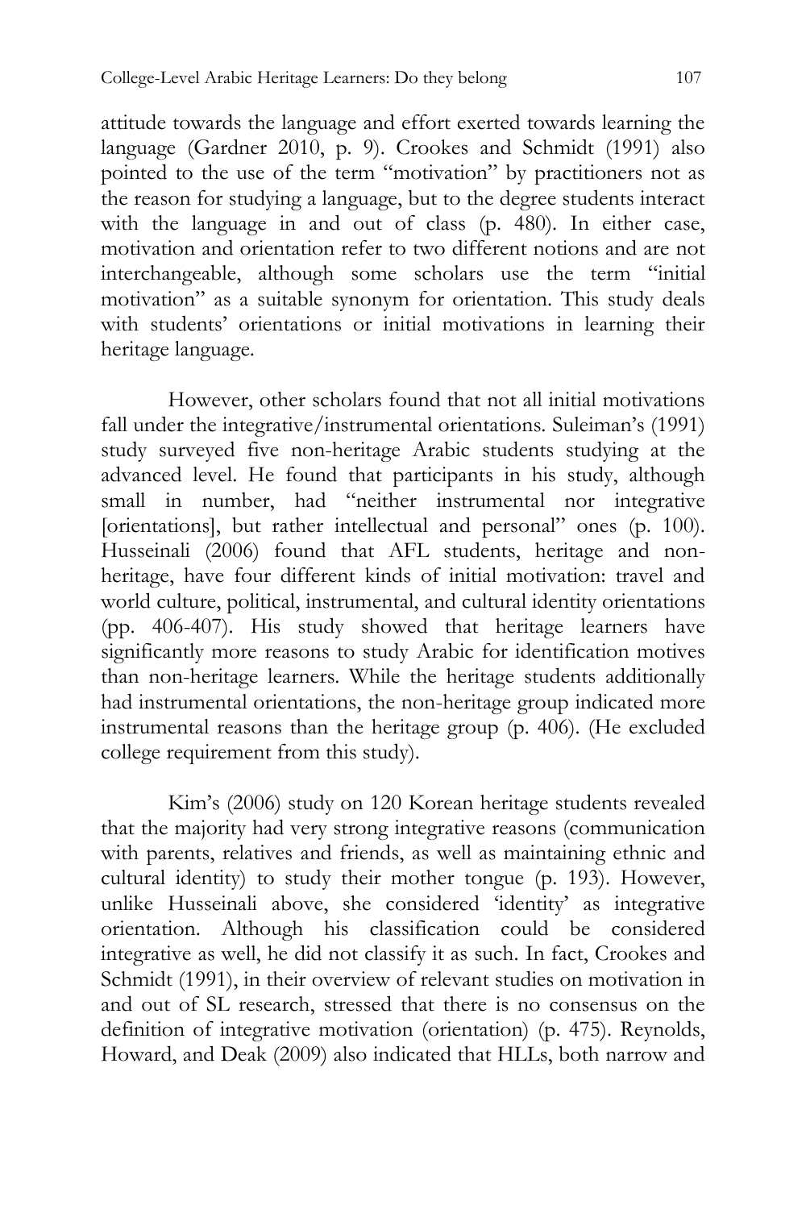attitude towards the language and effort exerted towards learning the language (Gardner 2010, p. 9). Crookes and Schmidt (1991) also pointed to the use of the term "motivation" by practitioners not as the reason for studying a language, but to the degree students interact with the language in and out of class (p. 480). In either case, motivation and orientation refer to two different notions and are not interchangeable, although some scholars use the term "initial motivation" as a suitable synonym for orientation. This study deals with students' orientations or initial motivations in learning their heritage language.

However, other scholars found that not all initial motivations fall under the integrative/instrumental orientations. Suleiman's (1991) study surveyed five non-heritage Arabic students studying at the advanced level. He found that participants in his study, although small in number, had "neither instrumental nor integrative [orientations], but rather intellectual and personal" ones (p. 100). Husseinali (2006) found that AFL students, heritage and non-heritage, have four different kinds of initial motivation: travel and world culture, political, instrumental, and cultural identity orientations (pp. 406-407). His study showed that heritage learners have significantly more reasons to study Arabic for identification motives than non-heritage learners. While the heritage students additionally had instrumental orientations, the non-heritage group indicated more instrumental reasons than the heritage group (p. 406). (He excluded college requirement from this study).

Kim's (2006) study on 120 Korean heritage students revealed that the majority had very strong integrative reasons (communication with parents, relatives and friends, as well as maintaining ethnic and cultural identity) to study their mother tongue (p. 193). However, unlike Husseinali above, she considered 'identity' as integrative orientation. Although his classification could be considered integrative as well, he did not classify it as such. In fact, Crookes and Schmidt (1991), in their overview of relevant studies on motivation in and out of SL research, stressed that there is no consensus on the definition of integrative motivation (orientation) (p. 475). Reynolds, Howard, and Deak (2009) also indicated that HLLs, both narrow and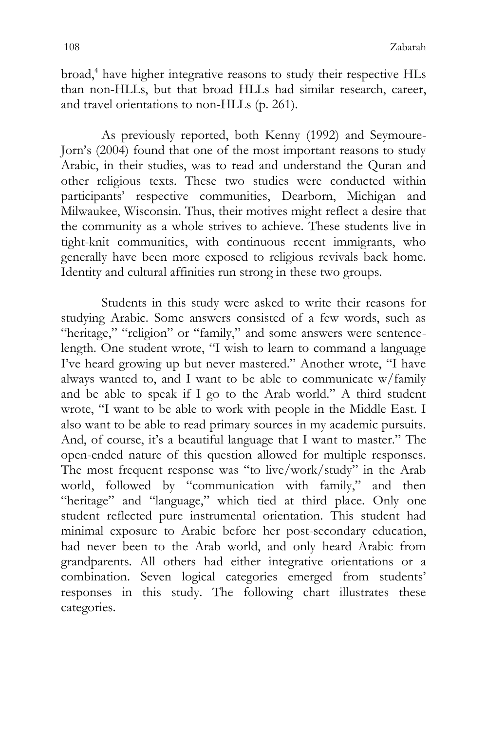broad,[4] have higher integrative reasons to study their respective HLs than non-HLLs, but that broad HLLs had similar research, career, and travel orientations to non-HLLs (p. 261).

As previously reported, both Kenny (1992) and Seymoure-Jorn's (2004) found that one of the most important reasons to study Arabic, in their studies, was to read and understand the Quran and other religious texts. These two studies were conducted within participants' respective communities, Dearborn, Michigan and Milwaukee, Wisconsin. Thus, their motives might reflect a desire that the community as a whole strives to achieve. These students live in tight-knit communities, with continuous recent immigrants, who generally have been more exposed to religious revivals back home. Identity and cultural affinities run strong in these two groups.

Students in this study were asked to write their reasons for studying Arabic. Some answers consisted of a few words, such as "heritage," "religion" or "family," and some answers were sentence-length. One student wrote, "I wish to learn to command a language I've heard growing up but never mastered." Another wrote, "I have always wanted to, and I want to be able to communicate w/family and be able to speak if I go to the Arab world." A third student wrote, "I want to be able to work with people in the Middle East. I also want to be able to read primary sources in my academic pursuits. And, of course, it's a beautiful language that I want to master." The open-ended nature of this question allowed for multiple responses. The most frequent response was "to live/work/study" in the Arab world, followed by "communication with family," and then "heritage" and "language," which tied at third place. Only one student reflected pure instrumental orientation. This student had minimal exposure to Arabic before her post-secondary education, had never been to the Arab world, and only heard Arabic from grandparents. All others had either integrative orientations or a combination. Seven logical categories emerged from students' responses in this study. The following chart illustrates these categories.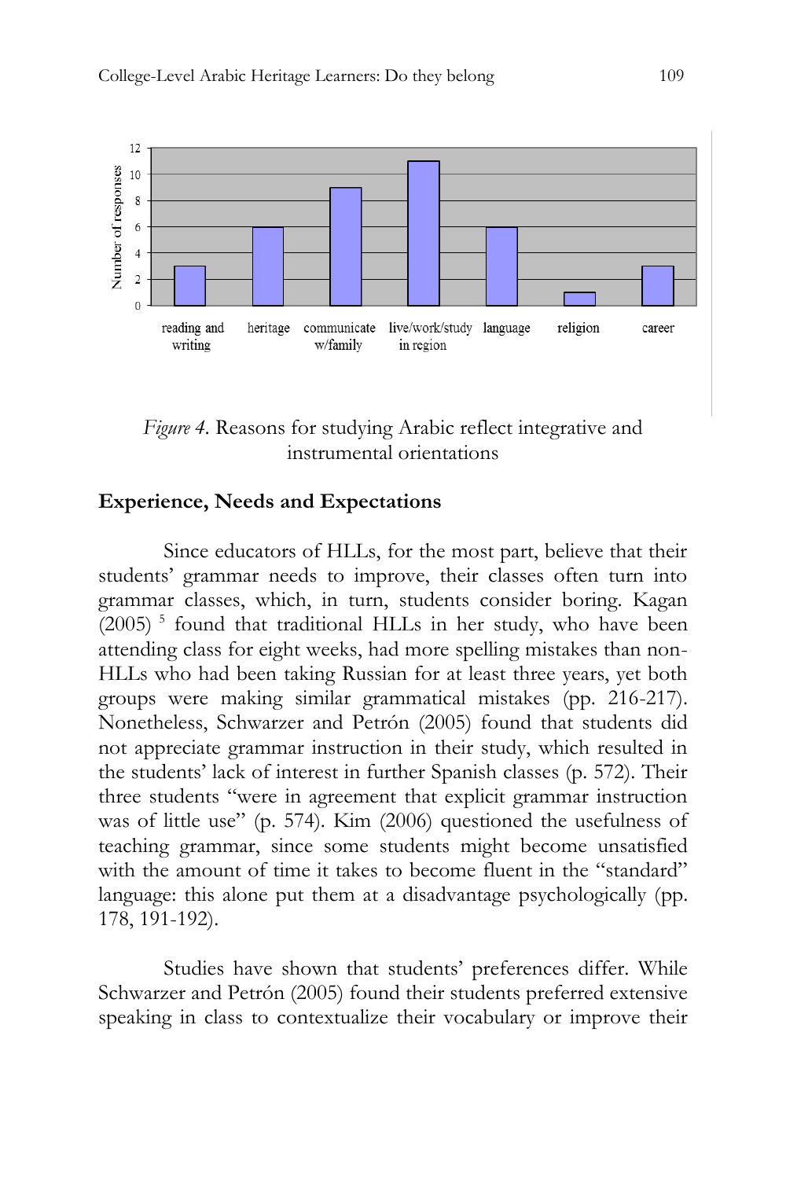*Figure 4.* Reasons for studying Arabic reflect integrative and instrumental orientations

## Experience, Needs and Expectations

Since educators of HLLs, for the most part, believe that their students' grammar needs to improve, their classes often turn into grammar classes, which, in turn, students consider boring. Kagan (2005) [5] found that traditional HLLs in her study, who have been attending class for eight weeks, had more spelling mistakes than non-HLLs who had been taking Russian for at least three years, yet both groups were making similar grammatical mistakes (pp. 216-217). Nonetheless, Schwarzer and Petrón (2005) found that students did not appreciate grammar instruction in their study, which resulted in the students' lack of interest in further Spanish classes (p. 572). Their three students "were in agreement that explicit grammar instruction was of little use" (p. 574). Kim (2006) questioned the usefulness of teaching grammar, since some students might become unsatisfied with the amount of time it takes to become fluent in the "standard" language: this alone put them at a disadvantage psychologically (pp. 178, 191-192).

Studies have shown that students' preferences differ. While Schwarzer and Petrón (2005) found their students preferred extensive speaking in class to contextualize their vocabulary or improve their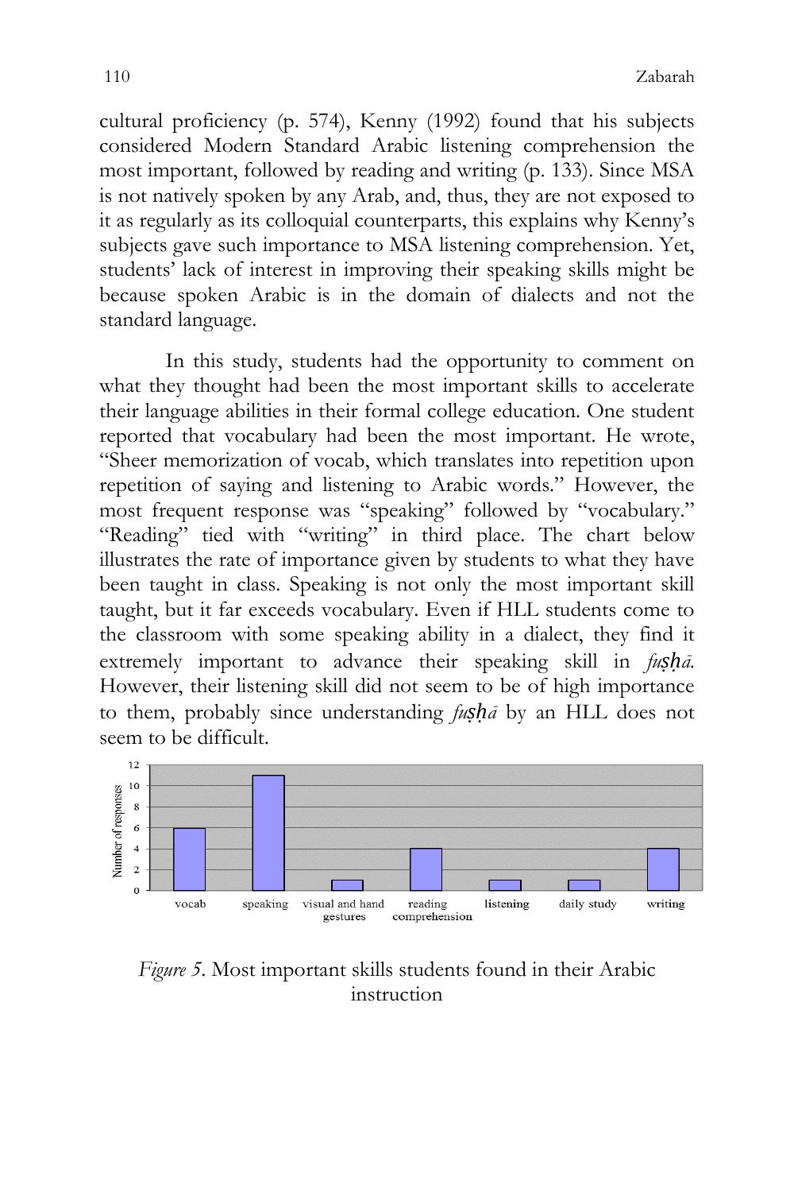cultural proficiency (p. 574), Kenny (1992) found that his subjects considered Modern Standard Arabic listening comprehension the most important, followed by reading and writing (p. 133). Since MSA is not natively spoken by any Arab, and, thus, they are not exposed to it as regularly as its colloquial counterparts, this explains why Kenny's subjects gave such importance to MSA listening comprehension. Yet, students' lack of interest in improving their speaking skills might be because spoken Arabic is in the domain of dialects and not the standard language.

In this study, students had the opportunity to comment on what they thought had been the most important skills to accelerate their language abilities in their formal college education. One student reported that vocabulary had been the most important. He wrote, "Sheer memorization of vocab, which translates into repetition upon repetition of saying and listening to Arabic words." However, the most frequent response was "speaking" followed by "vocabulary." "Reading" tied with "writing" in third place. The chart below illustrates the rate of importance given by students to what they have been taught in class. Speaking is not only the most important skill taught, but it far exceeds vocabulary. Even if HLL students come to the classroom with some speaking ability in a dialect, they find it extremely important to advance their speaking skill in *fuṣḥā*. However, their listening skill did not seem to be of high importance to them, probably since understanding *fuṣḥā* by an HLL does not seem to be difficult.

| Skill | Number of responses |
|---|---|
| vocab | 6 |
| speaking | 11 |
| visual and hand gestures | 1 |
| reading comprehension | 4 |
| listening | 1 |
| daily study | 1 |
| writing | 4 |

*Figure 5*. Most important skills students found in their Arabic instruction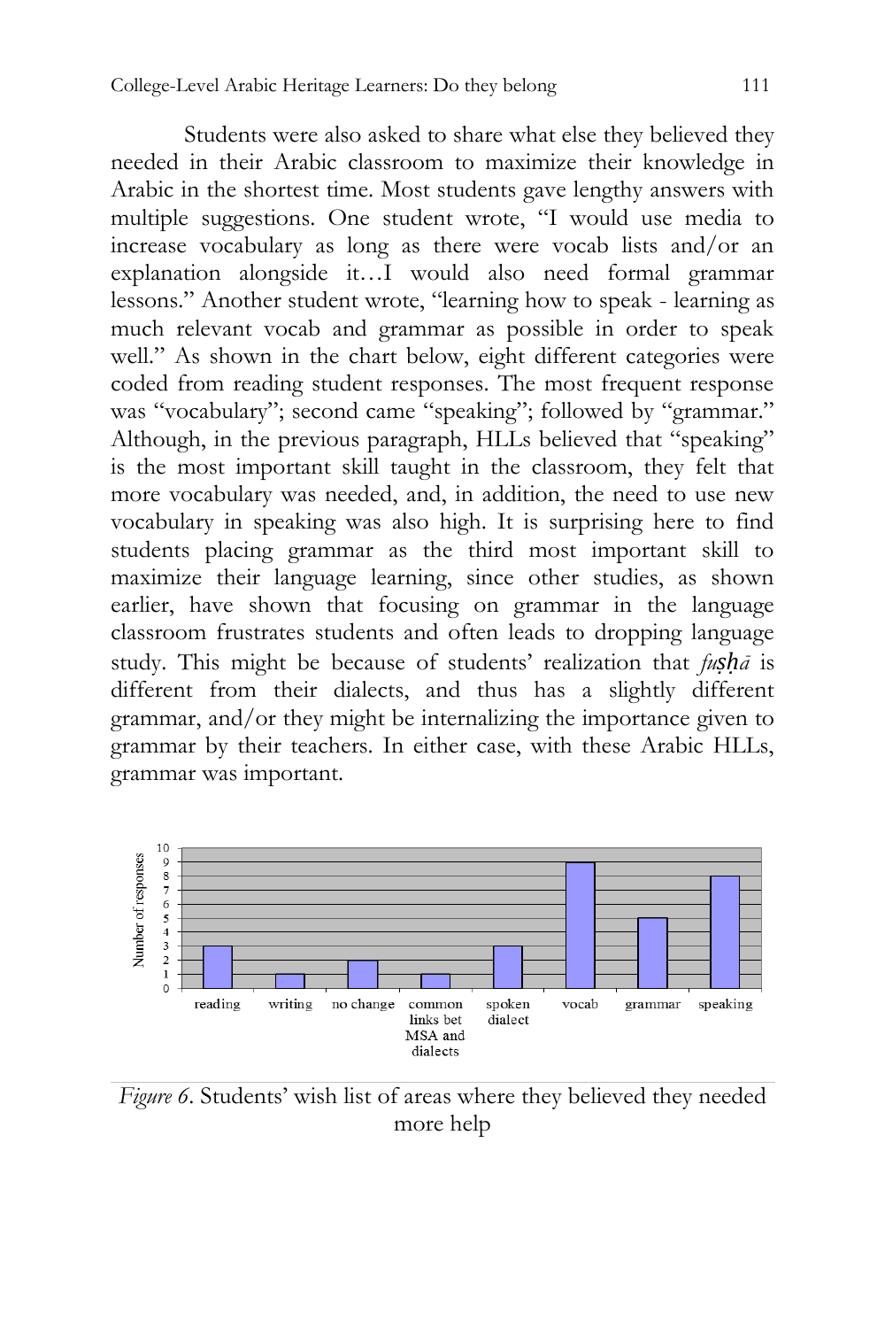Students were also asked to share what else they believed they needed in their Arabic classroom to maximize their knowledge in Arabic in the shortest time. Most students gave lengthy answers with multiple suggestions. One student wrote, "I would use media to increase vocabulary as long as there were vocab lists and/or an explanation alongside it…I would also need formal grammar lessons." Another student wrote, "learning how to speak - learning as much relevant vocab and grammar as possible in order to speak well." As shown in the chart below, eight different categories were coded from reading student responses. The most frequent response was "vocabulary"; second came "speaking"; followed by "grammar." Although, in the previous paragraph, HLLs believed that "speaking" is the most important skill taught in the classroom, they felt that more vocabulary was needed, and, in addition, the need to use new vocabulary in speaking was also high. It is surprising here to find students placing grammar as the third most important skill to maximize their language learning, since other studies, as shown earlier, have shown that focusing on grammar in the language classroom frustrates students and often leads to dropping language study. This might be because of students' realization that *fuṣḥā* is different from their dialects, and thus has a slightly different grammar, and/or they might be internalizing the importance given to grammar by their teachers. In either case, with these Arabic HLLs, grammar was important.

*Figure 6*. Students' wish list of areas where they believed they needed more help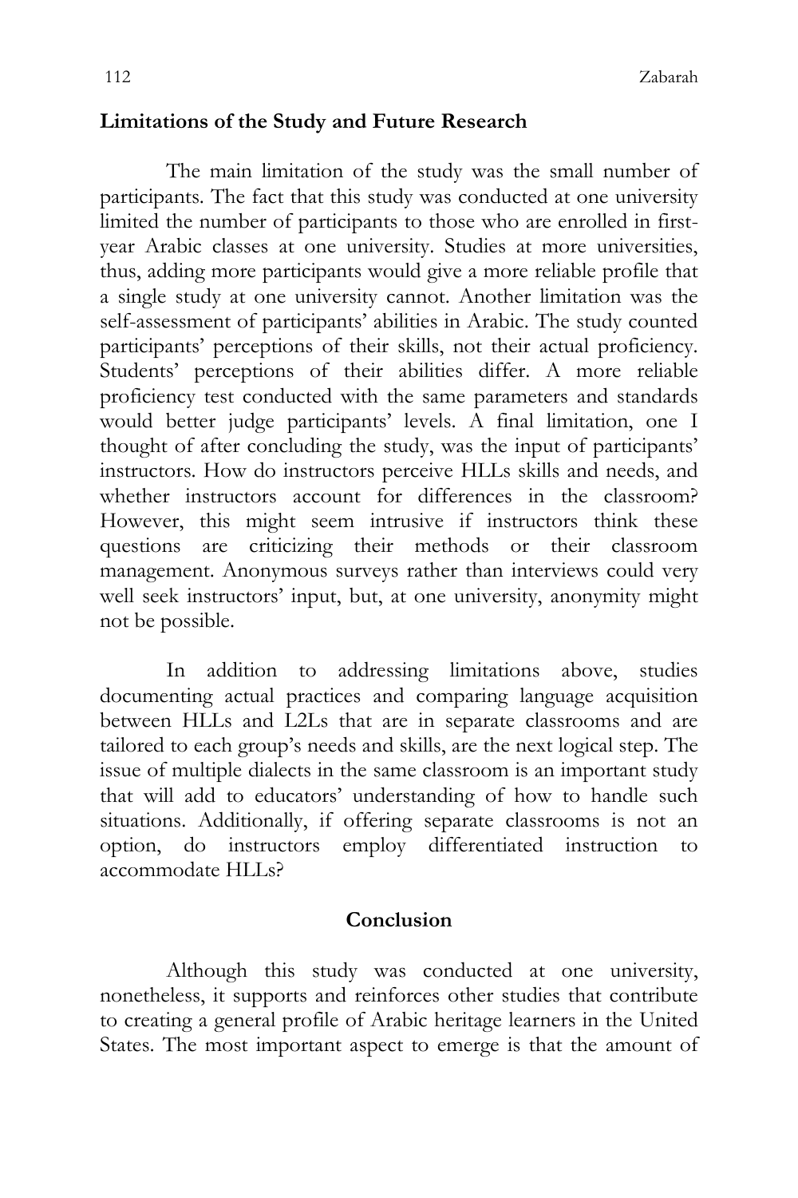## Limitations of the Study and Future Research

The main limitation of the study was the small number of participants. The fact that this study was conducted at one university limited the number of participants to those who are enrolled in first-year Arabic classes at one university. Studies at more universities, thus, adding more participants would give a more reliable profile that a single study at one university cannot. Another limitation was the self-assessment of participants' abilities in Arabic. The study counted participants' perceptions of their skills, not their actual proficiency. Students' perceptions of their abilities differ. A more reliable proficiency test conducted with the same parameters and standards would better judge participants' levels. A final limitation, one I thought of after concluding the study, was the input of participants' instructors. How do instructors perceive HLLs skills and needs, and whether instructors account for differences in the classroom? However, this might seem intrusive if instructors think these questions are criticizing their methods or their classroom management. Anonymous surveys rather than interviews could very well seek instructors' input, but, at one university, anonymity might not be possible.

In addition to addressing limitations above, studies documenting actual practices and comparing language acquisition between HLLs and L2Ls that are in separate classrooms and are tailored to each group's needs and skills, are the next logical step. The issue of multiple dialects in the same classroom is an important study that will add to educators' understanding of how to handle such situations. Additionally, if offering separate classrooms is not an option, do instructors employ differentiated instruction to accommodate HLLs?

## Conclusion

Although this study was conducted at one university, nonetheless, it supports and reinforces other studies that contribute to creating a general profile of Arabic heritage learners in the United States. The most important aspect to emerge is that the amount of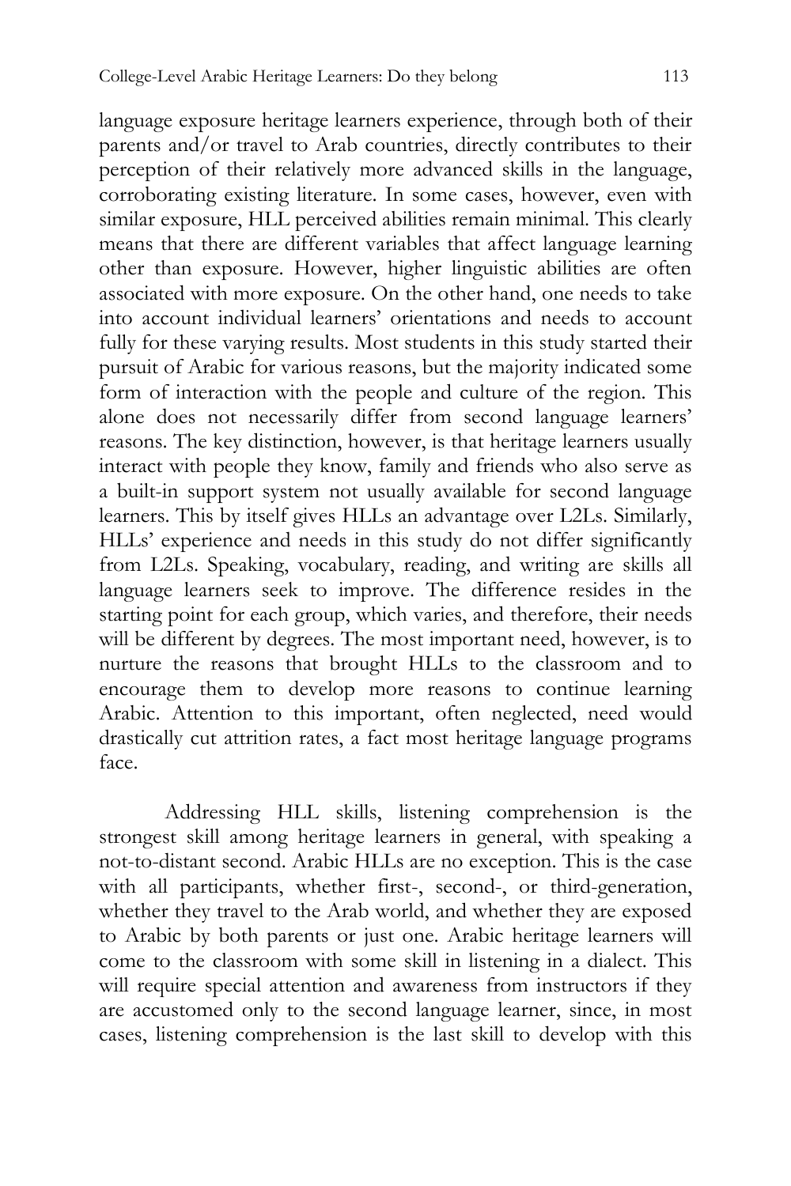language exposure heritage learners experience, through both of their parents and/or travel to Arab countries, directly contributes to their perception of their relatively more advanced skills in the language, corroborating existing literature. In some cases, however, even with similar exposure, HLL perceived abilities remain minimal. This clearly means that there are different variables that affect language learning other than exposure. However, higher linguistic abilities are often associated with more exposure. On the other hand, one needs to take into account individual learners' orientations and needs to account fully for these varying results. Most students in this study started their pursuit of Arabic for various reasons, but the majority indicated some form of interaction with the people and culture of the region. This alone does not necessarily differ from second language learners' reasons. The key distinction, however, is that heritage learners usually interact with people they know, family and friends who also serve as a built-in support system not usually available for second language learners. This by itself gives HLLs an advantage over L2Ls. Similarly, HLLs' experience and needs in this study do not differ significantly from L2Ls. Speaking, vocabulary, reading, and writing are skills all language learners seek to improve. The difference resides in the starting point for each group, which varies, and therefore, their needs will be different by degrees. The most important need, however, is to nurture the reasons that brought HLLs to the classroom and to encourage them to develop more reasons to continue learning Arabic. Attention to this important, often neglected, need would drastically cut attrition rates, a fact most heritage language programs face.

Addressing HLL skills, listening comprehension is the strongest skill among heritage learners in general, with speaking a not-to-distant second. Arabic HLLs are no exception. This is the case with all participants, whether first-, second-, or third-generation, whether they travel to the Arab world, and whether they are exposed to Arabic by both parents or just one. Arabic heritage learners will come to the classroom with some skill in listening in a dialect. This will require special attention and awareness from instructors if they are accustomed only to the second language learner, since, in most cases, listening comprehension is the last skill to develop with this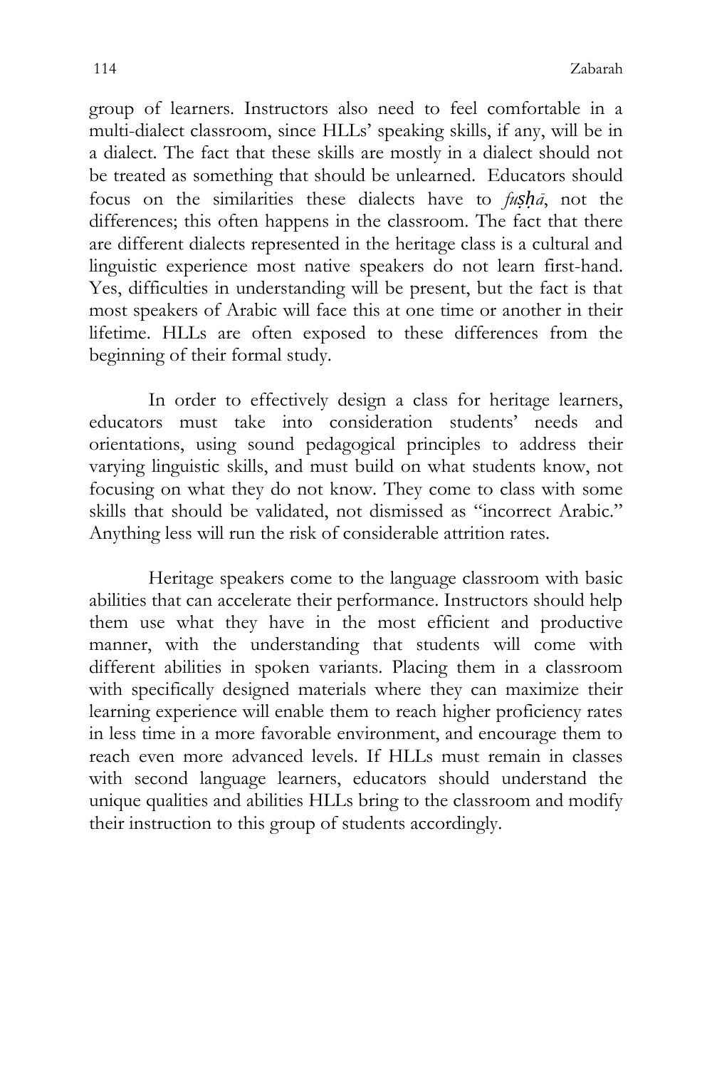group of learners. Instructors also need to feel comfortable in a multi-dialect classroom, since HLLs' speaking skills, if any, will be in a dialect. The fact that these skills are mostly in a dialect should not be treated as something that should be unlearned. Educators should focus on the similarities these dialects have to *fuṣḥā*, not the differences; this often happens in the classroom. The fact that there are different dialects represented in the heritage class is a cultural and linguistic experience most native speakers do not learn first-hand. Yes, difficulties in understanding will be present, but the fact is that most speakers of Arabic will face this at one time or another in their lifetime. HLLs are often exposed to these differences from the beginning of their formal study.

In order to effectively design a class for heritage learners, educators must take into consideration students' needs and orientations, using sound pedagogical principles to address their varying linguistic skills, and must build on what students know, not focusing on what they do not know. They come to class with some skills that should be validated, not dismissed as "incorrect Arabic." Anything less will run the risk of considerable attrition rates.

Heritage speakers come to the language classroom with basic abilities that can accelerate their performance. Instructors should help them use what they have in the most efficient and productive manner, with the understanding that students will come with different abilities in spoken variants. Placing them in a classroom with specifically designed materials where they can maximize their learning experience will enable them to reach higher proficiency rates in less time in a more favorable environment, and encourage them to reach even more advanced levels. If HLLs must remain in classes with second language learners, educators should understand the unique qualities and abilities HLLs bring to the classroom and modify their instruction to this group of students accordingly.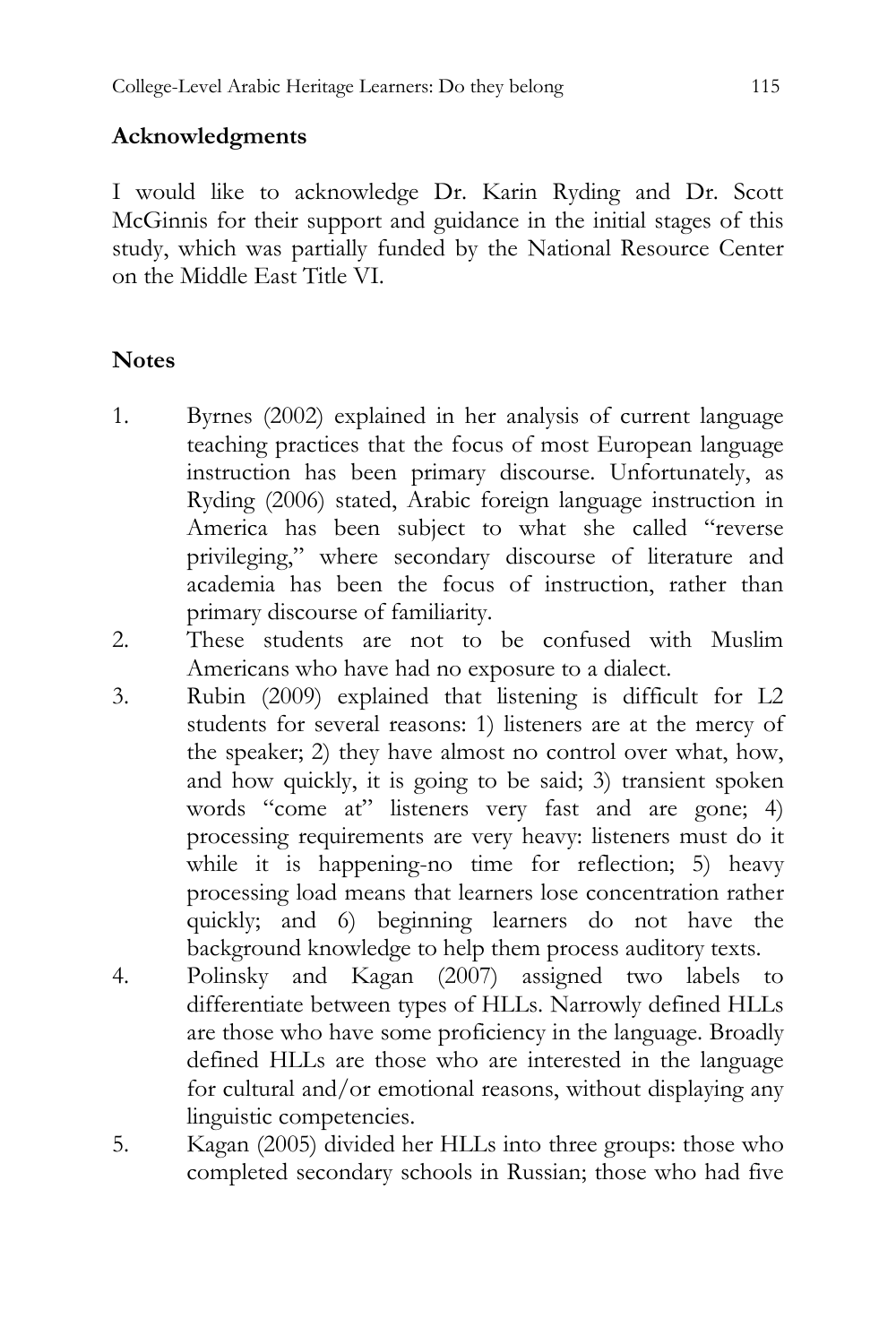## Acknowledgments

I would like to acknowledge Dr. Karin Ryding and Dr. Scott McGinnis for their support and guidance in the initial stages of this study, which was partially funded by the National Resource Center on the Middle East Title VI.

## Notes

1. Byrnes (2002) explained in her analysis of current language teaching practices that the focus of most European language instruction has been primary discourse. Unfortunately, as Ryding (2006) stated, Arabic foreign language instruction in America has been subject to what she called "reverse privileging," where secondary discourse of literature and academia has been the focus of instruction, rather than primary discourse of familiarity.
2. These students are not to be confused with Muslim Americans who have had no exposure to a dialect.
3. Rubin (2009) explained that listening is difficult for L2 students for several reasons: 1) listeners are at the mercy of the speaker; 2) they have almost no control over what, how, and how quickly, it is going to be said; 3) transient spoken words "come at" listeners very fast and are gone; 4) processing requirements are very heavy: listeners must do it while it is happening-no time for reflection; 5) heavy processing load means that learners lose concentration rather quickly; and 6) beginning learners do not have the background knowledge to help them process auditory texts.
4. Polinsky and Kagan (2007) assigned two labels to differentiate between types of HLLs. Narrowly defined HLLs are those who have some proficiency in the language. Broadly defined HLLs are those who are interested in the language for cultural and/or emotional reasons, without displaying any linguistic competencies.
5. Kagan (2005) divided her HLLs into three groups: those who completed secondary schools in Russian; those who had five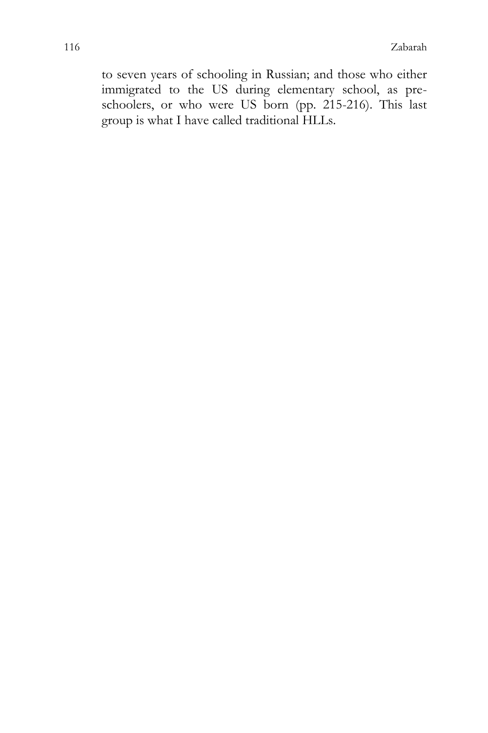to seven years of schooling in Russian; and those who either immigrated to the US during elementary school, as pre-schoolers, or who were US born (pp. 215-216). This last group is what I have called traditional HLLs.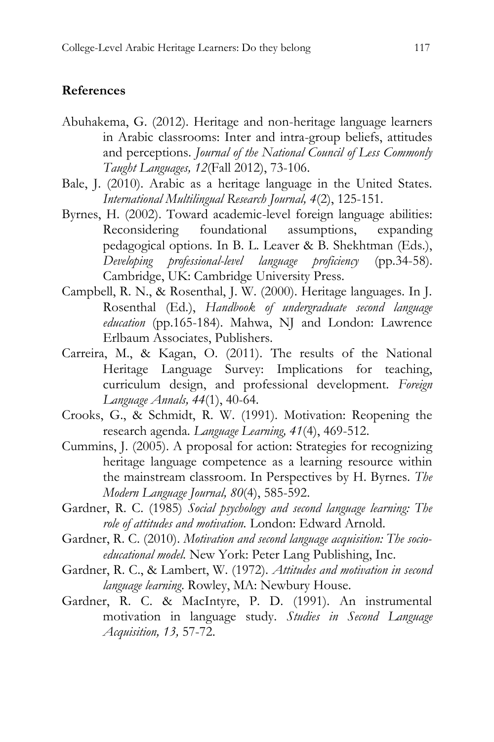## References

Abuhakema, G. (2012). Heritage and non-heritage language learners in Arabic classrooms: Inter and intra-group beliefs, attitudes and perceptions. *Journal of the National Council of Less Commonly Taught Languages, 12*(Fall 2012), 73-106.

Bale, J. (2010). Arabic as a heritage language in the United States. *International Multilingual Research Journal, 4*(2), 125-151.

Byrnes, H. (2002). Toward academic-level foreign language abilities: Reconsidering foundational assumptions, expanding pedagogical options. In B. L. Leaver & B. Shekhtman (Eds.), *Developing professional-level language proficiency* (pp.34-58). Cambridge, UK: Cambridge University Press.

Campbell, R. N., & Rosenthal, J. W. (2000). Heritage languages. In J. Rosenthal (Ed.), *Handbook of undergraduate second language education* (pp.165-184). Mahwa, NJ and London: Lawrence Erlbaum Associates, Publishers.

Carreira, M., & Kagan, O. (2011). The results of the National Heritage Language Survey: Implications for teaching, curriculum design, and professional development. *Foreign Language Annals, 44*(1), 40-64.

Crooks, G., & Schmidt, R. W. (1991). Motivation: Reopening the research agenda. *Language Learning, 41*(4), 469-512.

Cummins, J. (2005). A proposal for action: Strategies for recognizing heritage language competence as a learning resource within the mainstream classroom. In Perspectives by H. Byrnes. *The Modern Language Journal, 80*(4), 585-592.

Gardner, R. C. (1985) *Social psychology and second language learning: The role of attitudes and motivation.* London: Edward Arnold.

Gardner, R. C. (2010). *Motivation and second language acquisition: The socio-educational model.* New York: Peter Lang Publishing, Inc.

Gardner, R. C., & Lambert, W. (1972). *Attitudes and motivation in second language learning.* Rowley, MA: Newbury House.

Gardner, R. C. & MacIntyre, P. D. (1991). An instrumental motivation in language study. *Studies in Second Language Acquisition, 13,* 57-72.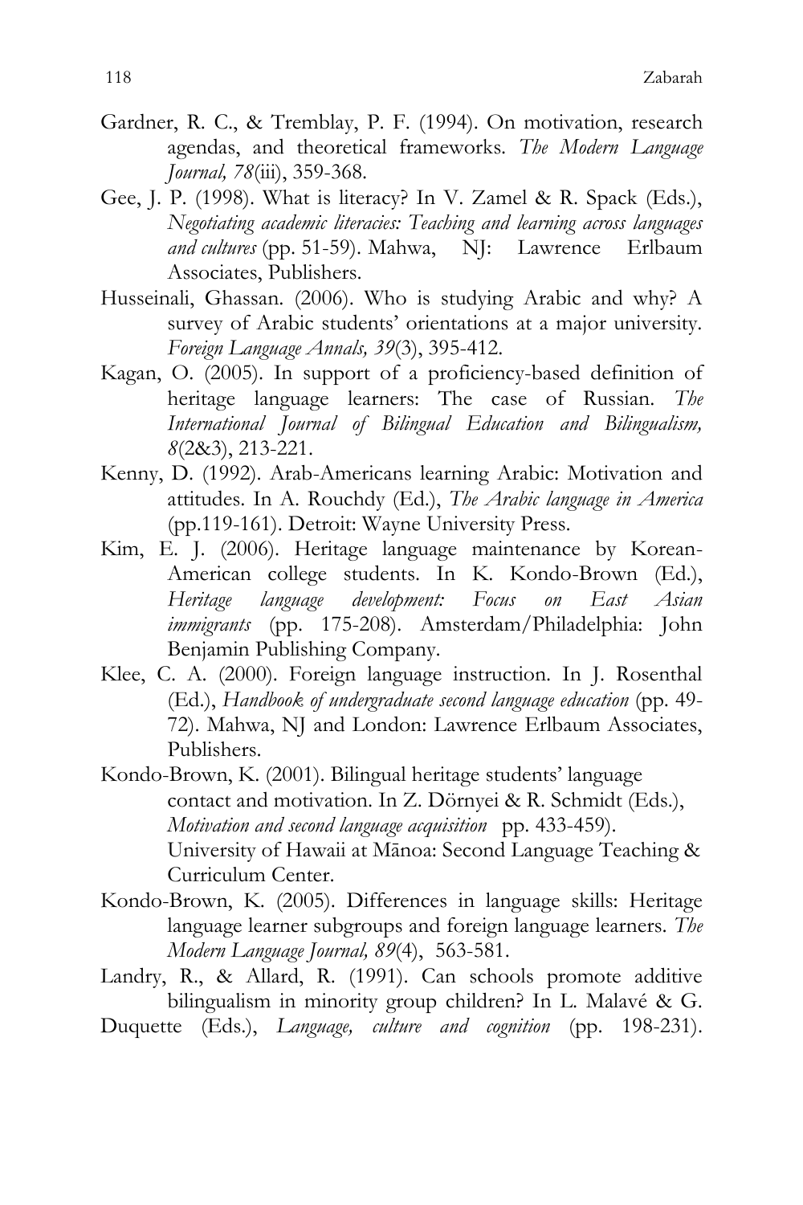Gardner, R. C., & Tremblay, P. F. (1994). On motivation, research agendas, and theoretical frameworks. *The Modern Language Journal, 78*(iii), 359-368.

Gee, J. P. (1998). What is literacy? In V. Zamel & R. Spack (Eds.), *Negotiating academic literacies: Teaching and learning across languages and cultures* (pp. 51-59). Mahwa, NJ: Lawrence Erlbaum Associates, Publishers.

Husseinali, Ghassan. (2006). Who is studying Arabic and why? A survey of Arabic students' orientations at a major university. *Foreign Language Annals, 39*(3), 395-412.

Kagan, O. (2005). In support of a proficiency-based definition of heritage language learners: The case of Russian. *The International Journal of Bilingual Education and Bilingualism, 8*(2&3), 213-221.

Kenny, D. (1992). Arab-Americans learning Arabic: Motivation and attitudes. In A. Rouchdy (Ed.), *The Arabic language in America* (pp.119-161). Detroit: Wayne University Press.

Kim, E. J. (2006). Heritage language maintenance by Korean-American college students. In K. Kondo-Brown (Ed.), *Heritage language development: Focus on East Asian immigrants* (pp. 175-208). Amsterdam/Philadelphia: John Benjamin Publishing Company.

Klee, C. A. (2000). Foreign language instruction. In J. Rosenthal (Ed.), *Handbook of undergraduate second language education* (pp. 49-72). Mahwa, NJ and London: Lawrence Erlbaum Associates, Publishers.

Kondo-Brown, K. (2001). Bilingual heritage students' language contact and motivation. In Z. Dörnyei & R. Schmidt (Eds.), *Motivation and second language acquisition* pp. 433-459). University of Hawaii at Mānoa: Second Language Teaching & Curriculum Center.

Kondo-Brown, K. (2005). Differences in language skills: Heritage language learner subgroups and foreign language learners. *The Modern Language Journal, 89*(4), 563-581.

Landry, R., & Allard, R. (1991). Can schools promote additive bilingualism in minority group children? In L. Malavé & G. Duquette (Eds.), *Language, culture and cognition* (pp. 198-231).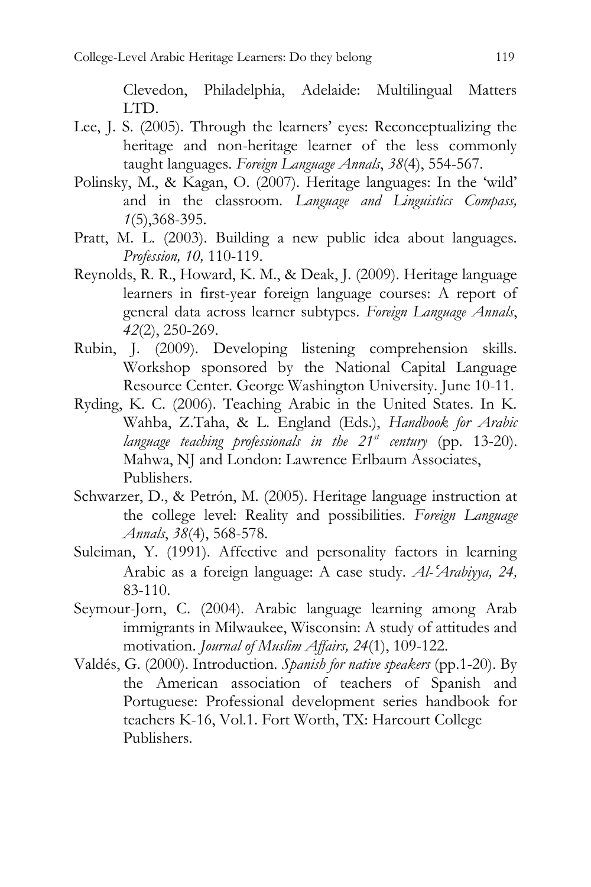Clevedon, Philadelphia, Adelaide: Multilingual Matters LTD.

Lee, J. S. (2005). Through the learners' eyes: Reconceptualizing the heritage and non-heritage learner of the less commonly taught languages. *Foreign Language Annals*, *38*(4), 554-567.

Polinsky, M., & Kagan, O. (2007). Heritage languages: In the 'wild' and in the classroom. *Language and Linguistics Compass, 1*(5),368-395.

Pratt, M. L. (2003). Building a new public idea about languages. *Profession, 10,* 110-119.

Reynolds, R. R., Howard, K. M., & Deak, J. (2009). Heritage language learners in first-year foreign language courses: A report of general data across learner subtypes. *Foreign Language Annals*, *42*(2), 250-269.

Rubin, J. (2009). Developing listening comprehension skills. Workshop sponsored by the National Capital Language Resource Center. George Washington University. June 10-11.

Ryding, K. C. (2006). Teaching Arabic in the United States. In K. Wahba, Z.Taha, & L. England (Eds.), *Handbook for Arabic language teaching professionals in the 21st century* (pp. 13-20). Mahwa, NJ and London: Lawrence Erlbaum Associates, Publishers.

Schwarzer, D., & Petrón, M. (2005). Heritage language instruction at the college level: Reality and possibilities. *Foreign Language Annals*, *38*(4), 568-578.

Suleiman, Y. (1991). Affective and personality factors in learning Arabic as a foreign language: A case study. *Al-ʿArabiyya, 24,* 83-110.

Seymour-Jorn, C. (2004). Arabic language learning among Arab immigrants in Milwaukee, Wisconsin: A study of attitudes and motivation. *Journal of Muslim Affairs, 24*(1), 109-122.

Valdés, G. (2000). Introduction. *Spanish for native speakers* (pp.1-20). By the American association of teachers of Spanish and Portuguese: Professional development series handbook for teachers K-16, Vol.1. Fort Worth, TX: Harcourt College Publishers.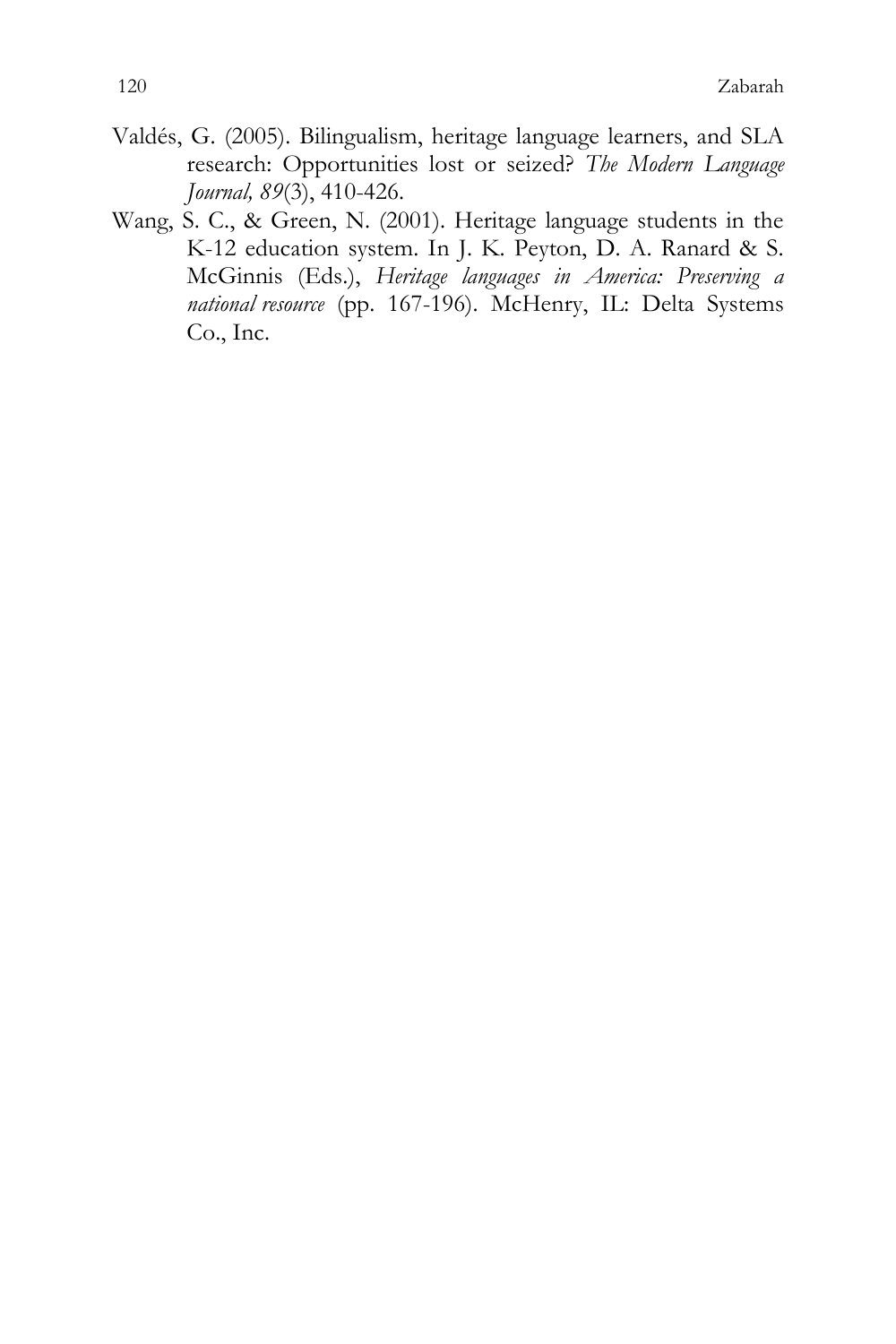Valdés, G. (2005). Bilingualism, heritage language learners, and SLA research: Opportunities lost or seized? *The Modern Language Journal, 89*(3), 410-426.

Wang, S. C., & Green, N. (2001). Heritage language students in the K-12 education system. In J. K. Peyton, D. A. Ranard & S. McGinnis (Eds.), *Heritage languages in America: Preserving a national resource* (pp. 167-196). McHenry, IL: Delta Systems Co., Inc.